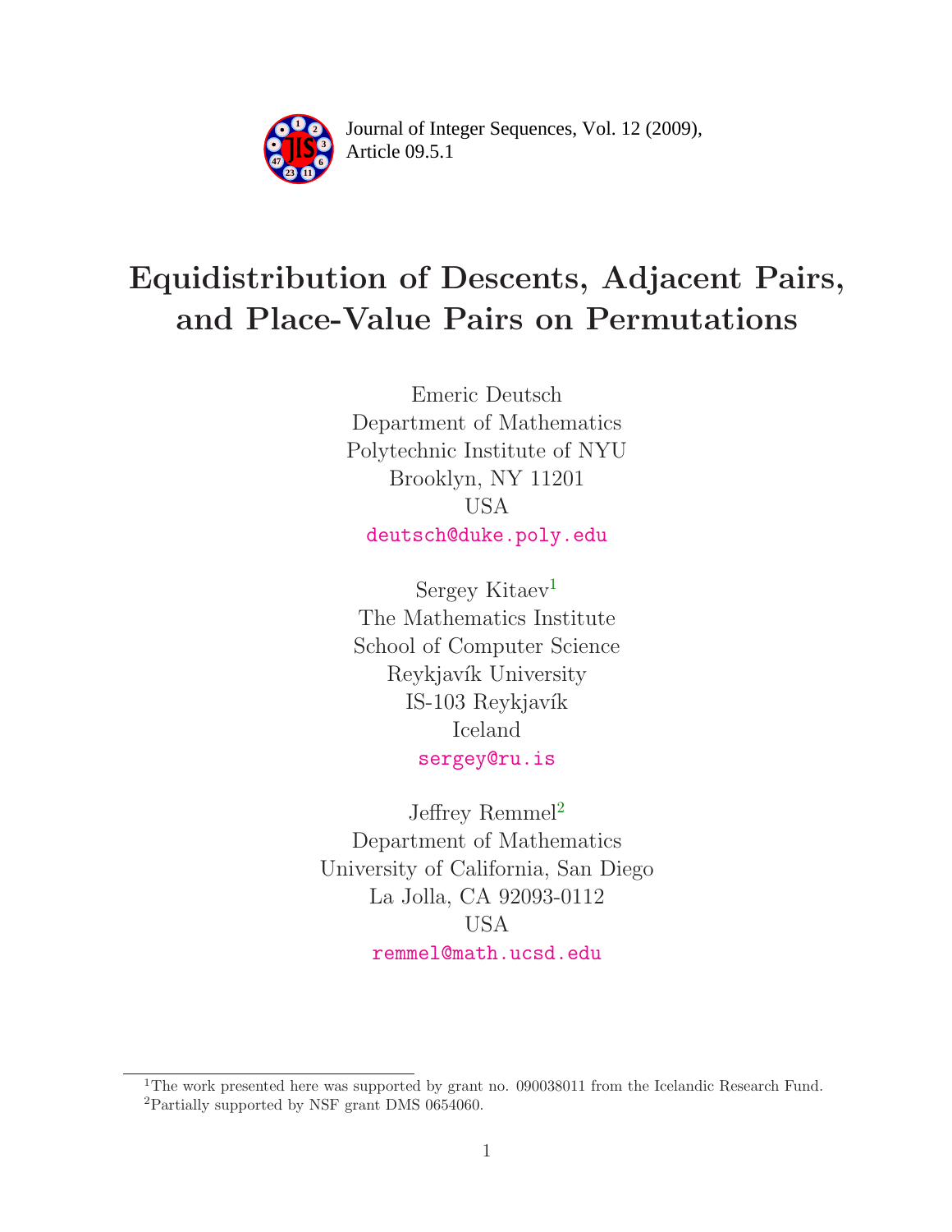Journal of Integer Sequences, Vol. 12 (2009), Article 09.5.1

# Equidistribution of Descents, Adjacent Pairs, and Place-Value Pairs on Permutations

Emeric Deutsch
Department of Mathematics
Polytechnic Institute of NYU
Brooklyn, NY 11201
USA
deutsch@duke.poly.edu

Sergey Kitaev[1]
The Mathematics Institute
School of Computer Science
Reykjavík University
IS-103 Reykjavík
Iceland
sergey@ru.is

Jeffrey Remmel[2]
Department of Mathematics
University of California, San Diego
La Jolla, CA 92093-0112
USA
remmel@math.ucsd.edu

---

[1] The work presented here was supported by grant no. 090038011 from the Icelandic Research Fund.

[2] Partially supported by NSF grant DMS 0654060.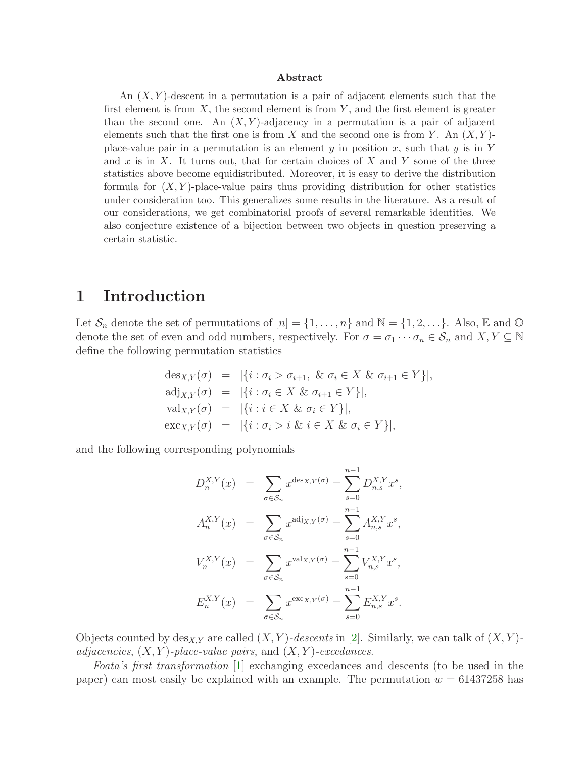**Abstract**

An $(X, Y)$-descent in a permutation is a pair of adjacent elements such that the first element is from $X$, the second element is from $Y$, and the first element is greater than the second one. An $(X, Y)$-adjacency in a permutation is a pair of adjacent elements such that the first one is from $X$ and the second one is from $Y$. An $(X, Y)$-place-value pair in a permutation is an element $y$ in position $x$, such that $y$ is in $Y$ and $x$ is in $X$. It turns out, that for certain choices of $X$ and $Y$ some of the three statistics above become equidistributed. Moreover, it is easy to derive the distribution formula for $(X, Y)$-place-value pairs thus providing distribution for other statistics under consideration too. This generalizes some results in the literature. As a result of our considerations, we get combinatorial proofs of several remarkable identities. We also conjecture existence of a bijection between two objects in question preserving a certain statistic.

# 1 Introduction

Let $\mathcal{S}_n$ denote the set of permutations of $[n] = \{1, \ldots, n\}$ and $\mathbb{N} = \{1, 2, \ldots\}$. Also, $\mathbb{E}$ and $\mathbb{O}$ denote the set of even and odd numbers, respectively. For $\sigma = \sigma_1 \cdots \sigma_n \in \mathcal{S}_n$ and $X, Y \subseteq \mathbb{N}$ define the following permutation statistics

$$
\begin{aligned}
\mathrm{des}_{X,Y}(\sigma) &= |\{i : \sigma_i > \sigma_{i+1},\ \&\ \sigma_i \in X\ \&\ \sigma_{i+1} \in Y\}|, \\
\mathrm{adj}_{X,Y}(\sigma) &= |\{i : \sigma_i \in X\ \&\ \sigma_{i+1} \in Y\}|, \\
\mathrm{val}_{X,Y}(\sigma) &= |\{i : i \in X\ \&\ \sigma_i \in Y\}|, \\
\mathrm{exc}_{X,Y}(\sigma) &= |\{i : \sigma_i > i\ \&\ i \in X\ \&\ \sigma_i \in Y\}|,
\end{aligned}
$$

and the following corresponding polynomials

$$
\begin{aligned}
D_n^{X,Y}(x) &= \sum_{\sigma \in \mathcal{S}_n} x^{\mathrm{des}_{X,Y}(\sigma)} = \sum_{s=0}^{n-1} D_{n,s}^{X,Y} x^s, \\
A_n^{X,Y}(x) &= \sum_{\sigma \in \mathcal{S}_n} x^{\mathrm{adj}_{X,Y}(\sigma)} = \sum_{s=0}^{n-1} A_{n,s}^{X,Y} x^s, \\
V_n^{X,Y}(x) &= \sum_{\sigma \in \mathcal{S}_n} x^{\mathrm{val}_{X,Y}(\sigma)} = \sum_{s=0}^{n-1} V_{n,s}^{X,Y} x^s, \\
E_n^{X,Y}(x) &= \sum_{\sigma \in \mathcal{S}_n} x^{\mathrm{exc}_{X,Y}(\sigma)} = \sum_{s=0}^{n-1} E_{n,s}^{X,Y} x^s.
\end{aligned}
$$

Objects counted by $\mathrm{des}_{X,Y}$ are called *$(X, Y)$-descents* in [2]. Similarly, we can talk of *$(X, Y)$-adjacencies*, *$(X, Y)$-place-value pairs*, and *$(X, Y)$-excedances*.

*Foata's first transformation* [1] exchanging excedances and descents (to be used in the paper) can most easily be explained with an example. The permutation $w = 61437258$ has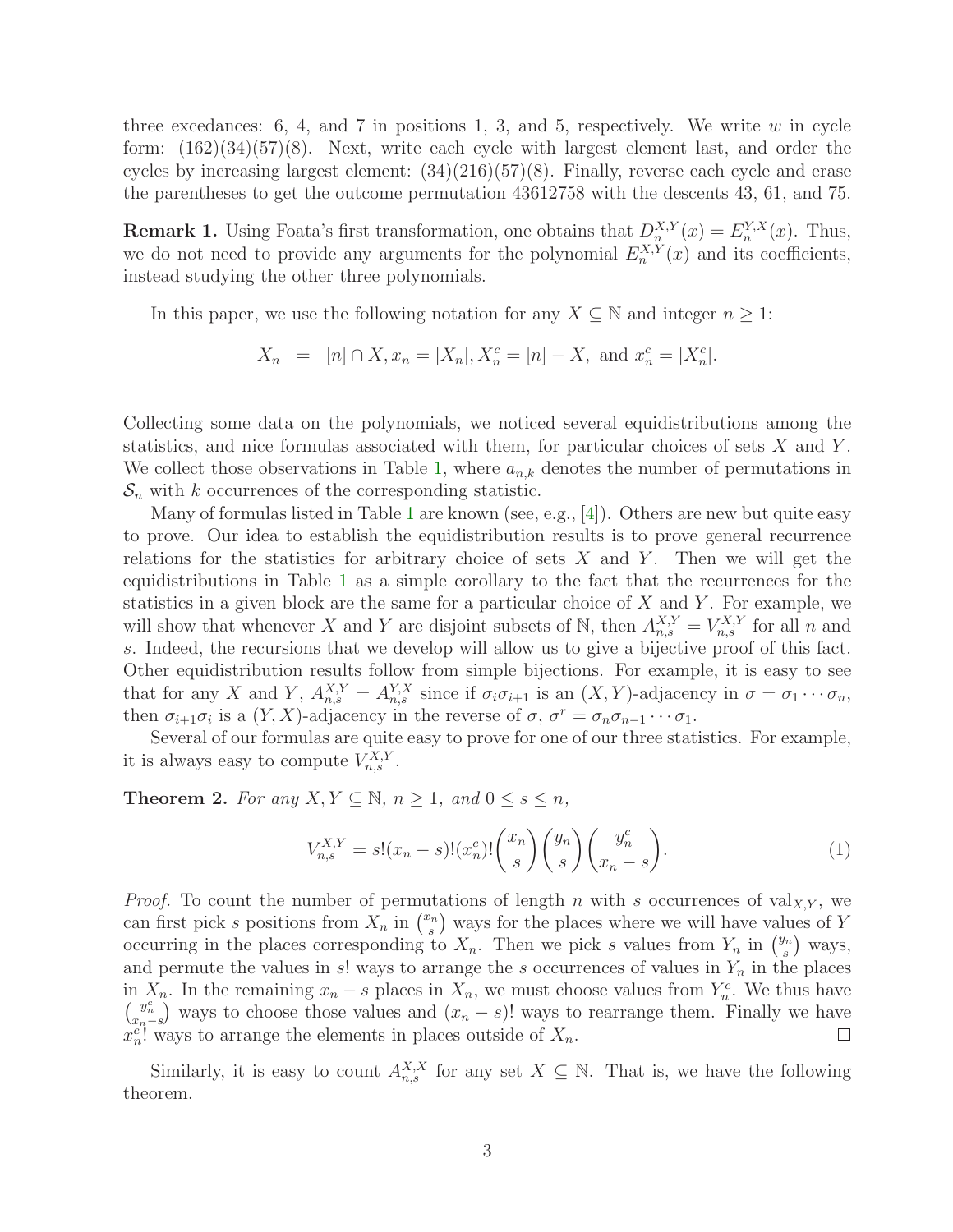three excedances: 6, 4, and 7 in positions 1, 3, and 5, respectively. We write $w$ in cycle form: (162)(34)(57)(8). Next, write each cycle with largest element last, and order the cycles by increasing largest element: (34)(216)(57)(8). Finally, reverse each cycle and erase the parentheses to get the outcome permutation 43612758 with the descents 43, 61, and 75.

**Remark 1.** Using Foata's first transformation, one obtains that $D_n^{X,Y}(x) = E_n^{Y,X}(x)$. Thus, we do not need to provide any arguments for the polynomial $E_n^{X,Y}(x)$ and its coefficients, instead studying the other three polynomials.

In this paper, we use the following notation for any $X \subseteq \mathbb{N}$ and integer $n \geq 1$:

$$X_n \;=\; [n] \cap X, x_n = |X_n|, X_n^c = [n] - X, \text{ and } x_n^c = |X_n^c|.$$

Collecting some data on the polynomials, we noticed several equidistributions among the statistics, and nice formulas associated with them, for particular choices of sets $X$ and $Y$. We collect those observations in Table 1, where $a_{n,k}$ denotes the number of permutations in $\mathcal{S}_n$ with $k$ occurrences of the corresponding statistic.

Many of formulas listed in Table 1 are known (see, e.g., [4]). Others are new but quite easy to prove. Our idea to establish the equidistribution results is to prove general recurrence relations for the statistics for arbitrary choice of sets $X$ and $Y$. Then we will get the equidistributions in Table 1 as a simple corollary to the fact that the recurrences for the statistics in a given block are the same for a particular choice of $X$ and $Y$. For example, we will show that whenever $X$ and $Y$ are disjoint subsets of $\mathbb{N}$, then $A_{n,s}^{X,Y} = V_{n,s}^{X,Y}$ for all $n$ and $s$. Indeed, the recursions that we develop will allow us to give a bijective proof of this fact. Other equidistribution results follow from simple bijections. For example, it is easy to see that for any $X$ and $Y$, $A_{n,s}^{X,Y} = A_{n,s}^{Y,X}$ since if $\sigma_i\sigma_{i+1}$ is an $(X,Y)$-adjacency in $\sigma = \sigma_1 \cdots \sigma_n$, then $\sigma_{i+1}\sigma_i$ is a $(Y,X)$-adjacency in the reverse of $\sigma$, $\sigma^r = \sigma_n\sigma_{n-1}\cdots\sigma_1$.

Several of our formulas are quite easy to prove for one of our three statistics. For example, it is always easy to compute $V_{n,s}^{X,Y}$.

**Theorem 2.** *For any $X, Y \subseteq \mathbb{N}$, $n \geq 1$, and $0 \leq s \leq n$,*

$$V_{n,s}^{X,Y} = s!(x_n - s)!(x_n^c)!\binom{x_n}{s}\binom{y_n}{s}\binom{y_n^c}{x_n - s}. \tag{1}$$

*Proof.* To count the number of permutations of length $n$ with $s$ occurrences of $\text{val}_{X,Y}$, we can first pick $s$ positions from $X_n$ in $\binom{x_n}{s}$ ways for the places where we will have values of $Y$ occurring in the places corresponding to $X_n$. Then we pick $s$ values from $Y_n$ in $\binom{y_n}{s}$ ways, and permute the values in $s!$ ways to arrange the $s$ occurrences of values in $Y_n$ in the places in $X_n$. In the remaining $x_n - s$ places in $X_n$, we must choose values from $Y_n^c$. We thus have $\binom{y_n^c}{x_n-s}$ ways to choose those values and $(x_n - s)!$ ways to rearrange them. Finally we have $x_n^c!$ ways to arrange the elements in places outside of $X_n$. $\square$

Similarly, it is easy to count $A_{n,s}^{X,X}$ for any set $X \subseteq \mathbb{N}$. That is, we have the following theorem.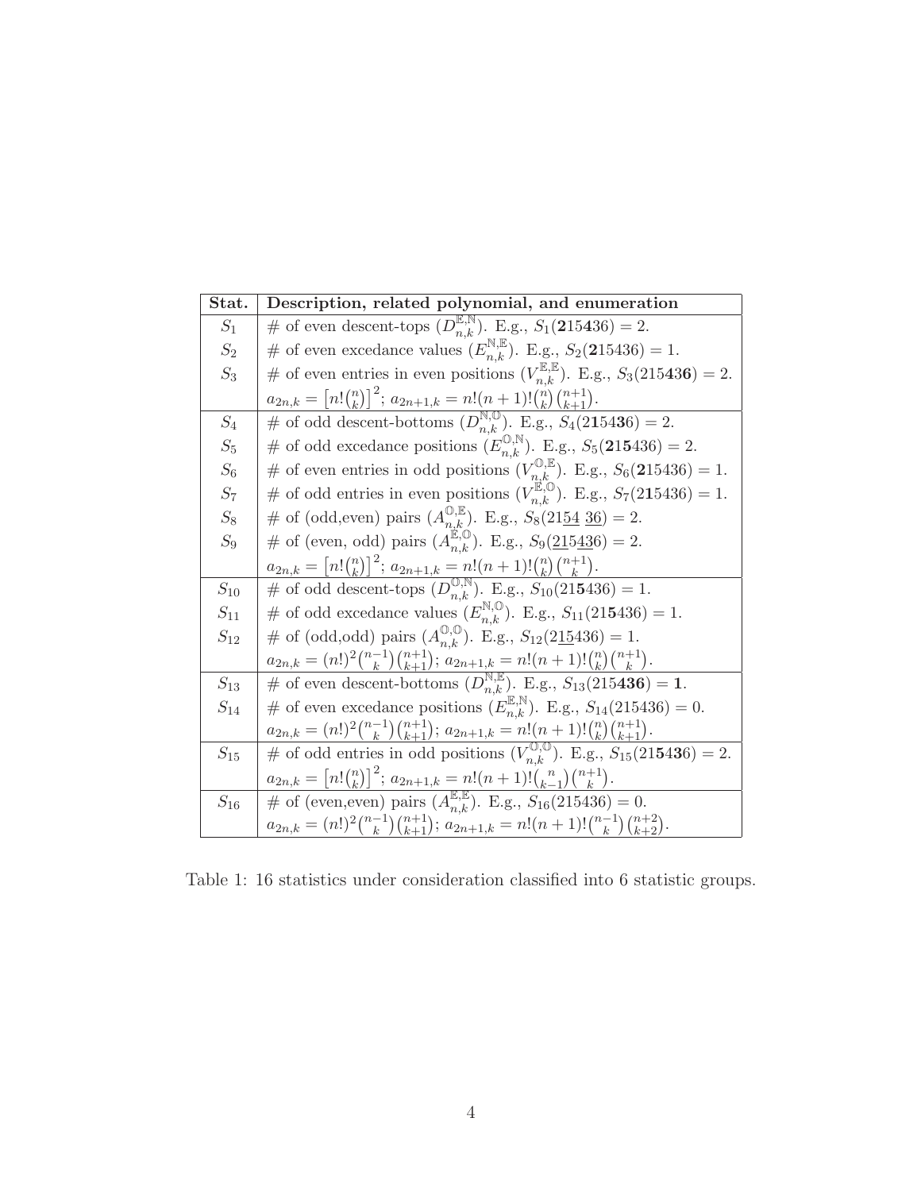| Stat. | Description, related polynomial, and enumeration |
| --- | --- |
| $S_1$ | # of even descent-tops ($D^{\mathbb{E},\mathbb{N}}_{n,k}$). E.g., $S_1(\mathbf{2}15\mathbf{4}36) = 2$. |
| $S_2$ | # of even excedance values ($E^{\mathbb{N},\mathbb{E}}_{n,k}$). E.g., $S_2(\mathbf{2}15436) = 1$. |
| $S_3$ | # of even entries in even positions ($V^{\mathbb{E},\mathbb{E}}_{n,k}$). E.g., $S_3(215\mathbf{4}3\mathbf{6}) = 2$. |
| | $a_{2n,k} = \left[n!\binom{n}{k}\right]^2$; $a_{2n+1,k} = n!(n+1)!\binom{n}{k}\binom{n+1}{k+1}$. |
| $S_4$ | # of odd descent-bottoms ($D^{\mathbb{N},\mathbb{O}}_{n,k}$). E.g., $S_4(2\mathbf{1}54\mathbf{3}6) = 2$. |
| $S_5$ | # of odd excedance positions ($E^{\mathbb{O},\mathbb{N}}_{n,k}$). E.g., $S_5(\mathbf{2}1\mathbf{5}436) = 2$. |
| $S_6$ | # of even entries in odd positions ($V^{\mathbb{O},\mathbb{E}}_{n,k}$). E.g., $S_6(\mathbf{2}15436) = 1$. |
| $S_7$ | # of odd entries in even positions ($V^{\mathbb{E},\mathbb{O}}_{n,k}$). E.g., $S_7(2\mathbf{1}5436) = 1$. |
| $S_8$ | # of (odd,even) pairs ($A^{\mathbb{O},\mathbb{E}}_{n,k}$). E.g., $S_8(21\underline{54}\ \underline{36}) = 2$. |
| $S_9$ | # of (even, odd) pairs ($A^{\mathbb{E},\mathbb{O}}_{n,k}$). E.g., $S_9(\underline{21}5\underline{43}6) = 2$. |
| | $a_{2n,k} = \left[n!\binom{n}{k}\right]^2$; $a_{2n+1,k} = n!(n+1)!\binom{n}{k}\binom{n+1}{k}$. |
| $S_{10}$ | # of odd descent-tops ($D^{\mathbb{O},\mathbb{N}}_{n,k}$). E.g., $S_{10}(21\mathbf{5}436) = 1$. |
| $S_{11}$ | # of odd excedance values ($E^{\mathbb{N},\mathbb{O}}_{n,k}$). E.g., $S_{11}(21\mathbf{5}436) = 1$. |
| $S_{12}$ | # of (odd,odd) pairs ($A^{\mathbb{O},\mathbb{O}}_{n,k}$). E.g., $S_{12}(2\underline{15}436) = 1$. |
| | $a_{2n,k} = (n!)^2\binom{n-1}{k}\binom{n+1}{k+1}$; $a_{2n+1,k} = n!(n+1)!\binom{n}{k}\binom{n+1}{k}$. |
| $S_{13}$ | # of even descent-bottoms ($D^{\mathbb{N},\mathbb{E}}_{n,k}$). E.g., $S_{13}(215\mathbf{436}) = \mathbf{1}$. |
| $S_{14}$ | # of even excedance positions ($E^{\mathbb{E},\mathbb{N}}_{n,k}$). E.g., $S_{14}(215436) = 0$. |
| | $a_{2n,k} = (n!)^2\binom{n-1}{k}\binom{n+1}{k+1}$; $a_{2n+1,k} = n!(n+1)!\binom{n}{k}\binom{n+1}{k+1}$. |
| $S_{15}$ | # of odd entries in odd positions ($V^{\mathbb{O},\mathbb{O}}_{n,k}$). E.g., $S_{15}(21\mathbf{5}4\mathbf{3}6) = 2$. |
| | $a_{2n,k} = \left[n!\binom{n}{k}\right]^2$; $a_{2n+1,k} = n!(n+1)!\binom{n}{k-1}\binom{n+1}{k}$. |
| $S_{16}$ | # of (even,even) pairs ($A^{\mathbb{E},\mathbb{E}}_{n,k}$). E.g., $S_{16}(215436) = 0$. |
| | $a_{2n,k} = (n!)^2\binom{n-1}{k}\binom{n+1}{k+1}$; $a_{2n+1,k} = n!(n+1)!\binom{n-1}{k}\binom{n+2}{k+2}$. |

Table 1: 16 statistics under consideration classified into 6 statistic groups.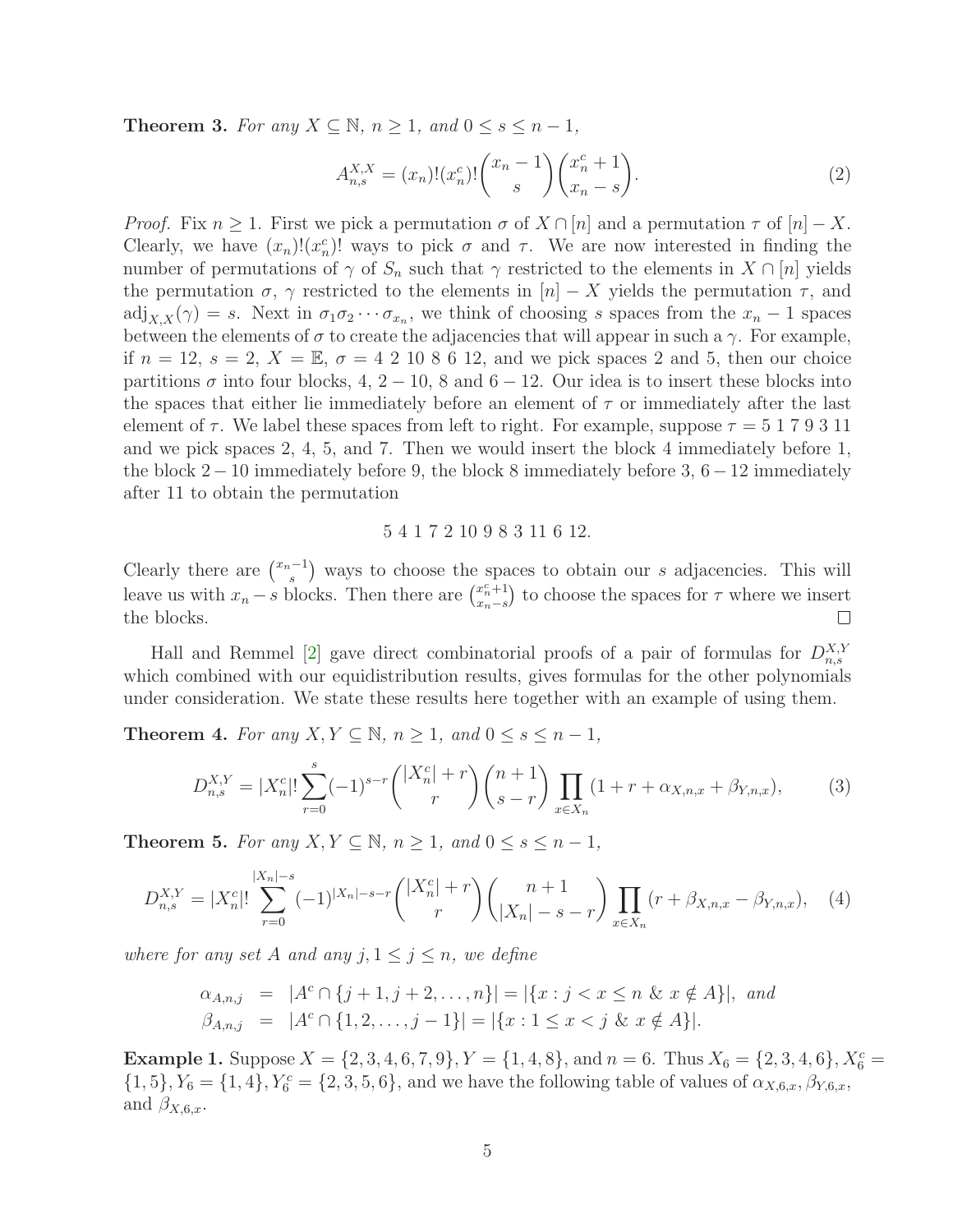**Theorem 3.** *For any $X \subseteq \mathbb{N}$, $n \geq 1$, and $0 \leq s \leq n-1$,*

$$A_{n,s}^{X,X} = (x_n)!(x_n^c)!\binom{x_n - 1}{s}\binom{x_n^c + 1}{x_n - s}. \tag{2}$$

*Proof.* Fix $n \geq 1$. First we pick a permutation $\sigma$ of $X \cap [n]$ and a permutation $\tau$ of $[n] - X$. Clearly, we have $(x_n)!(x_n^c)!$ ways to pick $\sigma$ and $\tau$. We are now interested in finding the number of permutations of $\gamma$ of $S_n$ such that $\gamma$ restricted to the elements in $X \cap [n]$ yields the permutation $\sigma$, $\gamma$ restricted to the elements in $[n] - X$ yields the permutation $\tau$, and $\mathrm{adj}_{X,X}(\gamma) = s$. Next in $\sigma_1\sigma_2\cdots\sigma_{x_n}$, we think of choosing $s$ spaces from the $x_n - 1$ spaces between the elements of $\sigma$ to create the adjacencies that will appear in such a $\gamma$. For example, if $n = 12$, $s = 2$, $X = \mathbb{E}$, $\sigma = 4\ 2\ 10\ 8\ 6\ 12$, and we pick spaces 2 and 5, then our choice partitions $\sigma$ into four blocks, 4, $2-10$, 8 and $6-12$. Our idea is to insert these blocks into the spaces that either lie immediately before an element of $\tau$ or immediately after the last element of $\tau$. We label these spaces from left to right. For example, suppose $\tau = 5\ 1\ 7\ 9\ 3\ 11$ and we pick spaces 2, 4, 5, and 7. Then we would insert the block 4 immediately before 1, the block $2-10$ immediately before 9, the block 8 immediately before 3, $6-12$ immediately after 11 to obtain the permutation

$$5\ 4\ 1\ 7\ 2\ 10\ 9\ 8\ 3\ 11\ 6\ 12.$$

Clearly there are $\binom{x_n - 1}{s}$ ways to choose the spaces to obtain our $s$ adjacencies. This will leave us with $x_n - s$ blocks. Then there are $\binom{x_n^c+1}{x_n-s}$ to choose the spaces for $\tau$ where we insert the blocks. $\square$

Hall and Remmel [2] gave direct combinatorial proofs of a pair of formulas for $D_{n,s}^{X,Y}$ which combined with our equidistribution results, gives formulas for the other polynomials under consideration. We state these results here together with an example of using them.

**Theorem 4.** *For any $X, Y \subseteq \mathbb{N}$, $n \geq 1$, and $0 \leq s \leq n-1$,*

$$D_{n,s}^{X,Y} = |X_n^c|!\sum_{r=0}^{s}(-1)^{s-r}\binom{|X_n^c| + r}{r}\binom{n+1}{s-r}\prod_{x \in X_n}(1 + r + \alpha_{X,n,x} + \beta_{Y,n,x}), \tag{3}$$

**Theorem 5.** *For any $X, Y \subseteq \mathbb{N}$, $n \geq 1$, and $0 \leq s \leq n-1$,*

$$D_{n,s}^{X,Y} = |X_n^c|!\sum_{r=0}^{|X_n|-s}(-1)^{|X_n|-s-r}\binom{|X_n^c| + r}{r}\binom{n+1}{|X_n| - s - r}\prod_{x \in X_n}(r + \beta_{X,n,x} - \beta_{Y,n,x}), \tag{4}$$

*where for any set $A$ and any $j, 1 \leq j \leq n$, we define*

$$\begin{aligned}
\alpha_{A,n,j} &= |A^c \cap \{j+1, j+2, \ldots, n\}| = |\{x : j < x \leq n \ \&\ x \notin A\}|, \text{ and} \\
\beta_{A,n,j} &= |A^c \cap \{1, 2, \ldots, j-1\}| = |\{x : 1 \leq x < j \ \&\ x \notin A\}|.
\end{aligned}$$

**Example 1.** Suppose $X = \{2, 3, 4, 6, 7, 9\}, Y = \{1, 4, 8\}$, and $n = 6$. Thus $X_6 = \{2, 3, 4, 6\}, X_6^c = \{1, 5\}, Y_6 = \{1, 4\}, Y_6^c = \{2, 3, 5, 6\}$, and we have the following table of values of $\alpha_{X,6,x}, \beta_{Y,6,x}$, and $\beta_{X,6,x}$.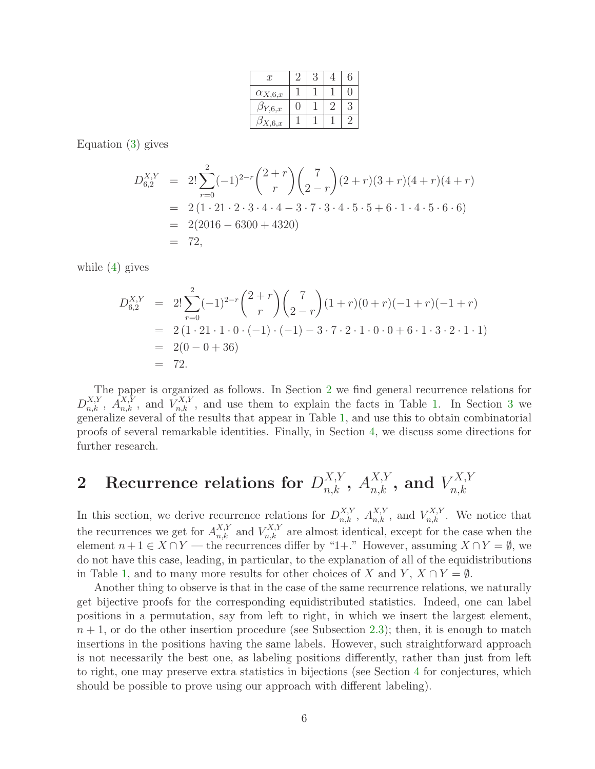| $x$ | 2 | 3 | 4 | 6 |
|---|---|---|---|---|
| $\alpha_{X,6,x}$ | 1 | 1 | 1 | 0 |
| $\beta_{Y,6,x}$ | 0 | 1 | 2 | 3 |
| $\beta_{X,6,x}$ | 1 | 1 | 1 | 2 |

Equation (3) gives

$$
\begin{aligned}
D_{6,2}^{X,Y} &= 2!\sum_{r=0}^{2}(-1)^{2-r}\binom{2+r}{r}\binom{7}{2-r}(2+r)(3+r)(4+r)(4+r) \\
&= 2\left(1\cdot 21\cdot 2\cdot 3\cdot 4\cdot 4 - 3\cdot 7\cdot 3\cdot 4\cdot 5\cdot 5 + 6\cdot 1\cdot 4\cdot 5\cdot 6\cdot 6\right) \\
&= 2(2016-6300+4320) \\
&= 72,
\end{aligned}
$$

while (4) gives

$$
\begin{aligned}
D_{6,2}^{X,Y} &= 2!\sum_{r=0}^{2}(-1)^{2-r}\binom{2+r}{r}\binom{7}{2-r}(1+r)(0+r)(-1+r)(-1+r) \\
&= 2\left(1\cdot 21\cdot 1\cdot 0\cdot(-1)\cdot(-1) - 3\cdot 7\cdot 2\cdot 1\cdot 0\cdot 0 + 6\cdot 1\cdot 3\cdot 2\cdot 1\cdot 1\right) \\
&= 2(0-0+36) \\
&= 72.
\end{aligned}
$$

The paper is organized as follows. In Section 2 we find general recurrence relations for $D_{n,k}^{X,Y}$, $A_{n,k}^{X,Y}$, and $V_{n,k}^{X,Y}$, and use them to explain the facts in Table 1. In Section 3 we generalize several of the results that appear in Table 1, and use this to obtain combinatorial proofs of several remarkable identities. Finally, in Section 4, we discuss some directions for further research.

## 2 Recurrence relations for $D_{n,k}^{X,Y}$, $A_{n,k}^{X,Y}$, and $V_{n,k}^{X,Y}$

In this section, we derive recurrence relations for $D_{n,k}^{X,Y}$, $A_{n,k}^{X,Y}$, and $V_{n,k}^{X,Y}$. We notice that the recurrences we get for $A_{n,k}^{X,Y}$ and $V_{n,k}^{X,Y}$ are almost identical, except for the case when the element $n+1\in X\cap Y$ — the recurrences differ by "1+." However, assuming $X\cap Y=\emptyset$, we do not have this case, leading, in particular, to the explanation of all of the equidistributions in Table 1, and to many more results for other choices of $X$ and $Y$, $X\cap Y=\emptyset$.

Another thing to observe is that in the case of the same recurrence relations, we naturally get bijective proofs for the corresponding equidistributed statistics. Indeed, one can label positions in a permutation, say from left to right, in which we insert the largest element, $n+1$, or do the other insertion procedure (see Subsection 2.3); then, it is enough to match insertions in the positions having the same labels. However, such straightforward approach is not necessarily the best one, as labeling positions differently, rather than just from left to right, one may preserve extra statistics in bijections (see Section 4 for conjectures, which should be possible to prove using our approach with different labeling).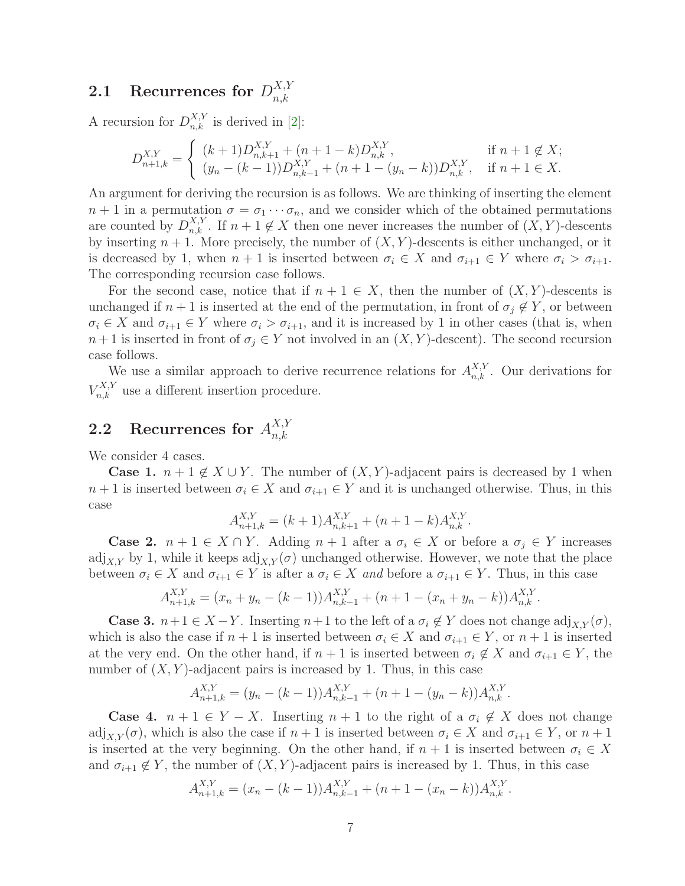## 2.1 Recurrences for $D_{n,k}^{X,Y}$

A recursion for $D_{n,k}^{X,Y}$ is derived in [2]:

$$D_{n+1,k}^{X,Y} = \begin{cases} (k+1)D_{n,k+1}^{X,Y} + (n+1-k)D_{n,k}^{X,Y}, & \text{if } n+1 \notin X; \\ (y_n - (k-1))D_{n,k-1}^{X,Y} + (n+1-(y_n-k))D_{n,k}^{X,Y}, & \text{if } n+1 \in X. \end{cases}$$

An argument for deriving the recursion is as follows. We are thinking of inserting the element $n+1$ in a permutation $\sigma = \sigma_1 \cdots \sigma_n$, and we consider which of the obtained permutations are counted by $D_{n,k}^{X,Y}$. If $n+1 \notin X$ then one never increases the number of $(X,Y)$-descents by inserting $n+1$. More precisely, the number of $(X,Y)$-descents is either unchanged, or it is decreased by 1, when $n+1$ is inserted between $\sigma_i \in X$ and $\sigma_{i+1} \in Y$ where $\sigma_i > \sigma_{i+1}$. The corresponding recursion case follows.

For the second case, notice that if $n+1 \in X$, then the number of $(X,Y)$-descents is unchanged if $n+1$ is inserted at the end of the permutation, in front of $\sigma_j \notin Y$, or between $\sigma_i \in X$ and $\sigma_{i+1} \in Y$ where $\sigma_i > \sigma_{i+1}$, and it is increased by 1 in other cases (that is, when $n+1$ is inserted in front of $\sigma_j \in Y$ not involved in an $(X,Y)$-descent). The second recursion case follows.

We use a similar approach to derive recurrence relations for $A_{n,k}^{X,Y}$. Our derivations for $V_{n,k}^{X,Y}$ use a different insertion procedure.

## 2.2 Recurrences for $A_{n,k}^{X,Y}$

We consider 4 cases.

**Case 1.** $n+1 \notin X \cup Y$. The number of $(X,Y)$-adjacent pairs is decreased by 1 when $n+1$ is inserted between $\sigma_i \in X$ and $\sigma_{i+1} \in Y$ and it is unchanged otherwise. Thus, in this case

$$A_{n+1,k}^{X,Y} = (k+1)A_{n,k+1}^{X,Y} + (n+1-k)A_{n,k}^{X,Y}.$$

**Case 2.** $n+1 \in X \cap Y$. Adding $n+1$ after a $\sigma_i \in X$ or before a $\sigma_j \in Y$ increases $\mathrm{adj}_{X,Y}$ by 1, while it keeps $\mathrm{adj}_{X,Y}(\sigma)$ unchanged otherwise. However, we note that the place between $\sigma_i \in X$ and $\sigma_{i+1} \in Y$ is after a $\sigma_i \in X$ *and* before a $\sigma_{i+1} \in Y$. Thus, in this case

$$A_{n+1,k}^{X,Y} = (x_n + y_n - (k-1))A_{n,k-1}^{X,Y} + (n+1-(x_n+y_n-k))A_{n,k}^{X,Y}.$$

**Case 3.** $n+1 \in X - Y$. Inserting $n+1$ to the left of a $\sigma_i \notin Y$ does not change $\mathrm{adj}_{X,Y}(\sigma)$, which is also the case if $n+1$ is inserted between $\sigma_i \in X$ and $\sigma_{i+1} \in Y$, or $n+1$ is inserted at the very end. On the other hand, if $n+1$ is inserted between $\sigma_i \notin X$ and $\sigma_{i+1} \in Y$, the number of $(X,Y)$-adjacent pairs is increased by 1. Thus, in this case

$$A_{n+1,k}^{X,Y} = (y_n - (k-1))A_{n,k-1}^{X,Y} + (n+1-(y_n-k))A_{n,k}^{X,Y}.$$

**Case 4.** $n+1 \in Y - X$. Inserting $n+1$ to the right of a $\sigma_i \notin X$ does not change $\mathrm{adj}_{X,Y}(\sigma)$, which is also the case if $n+1$ is inserted between $\sigma_i \in X$ and $\sigma_{i+1} \in Y$, or $n+1$ is inserted at the very beginning. On the other hand, if $n+1$ is inserted between $\sigma_i \in X$ and $\sigma_{i+1} \notin Y$, the number of $(X,Y)$-adjacent pairs is increased by 1. Thus, in this case

$$A_{n+1,k}^{X,Y} = (x_n - (k-1))A_{n,k-1}^{X,Y} + (n+1-(x_n-k))A_{n,k}^{X,Y}.$$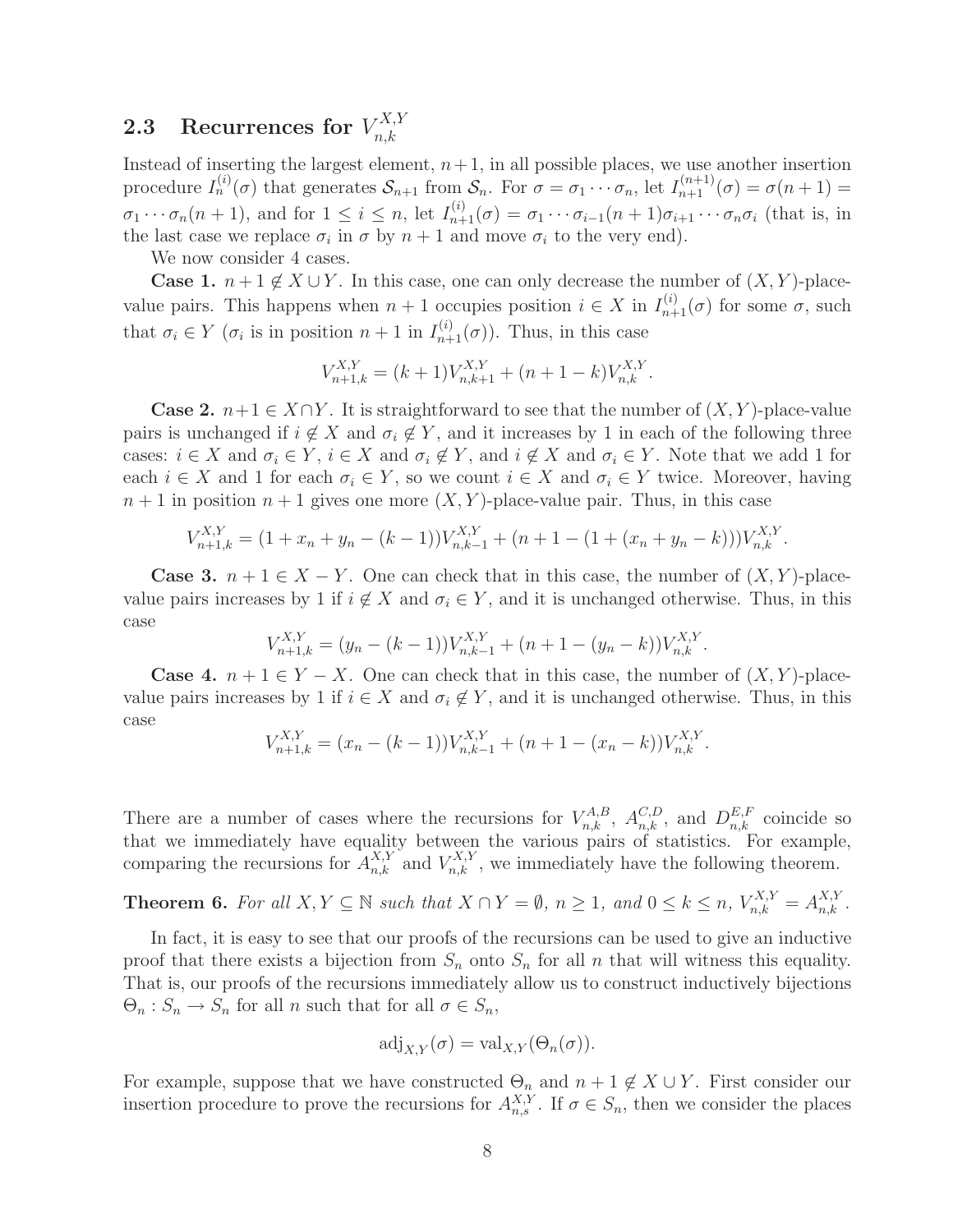### 2.3 Recurrences for $V_{n,k}^{X,Y}$

Instead of inserting the largest element, $n+1$, in all possible places, we use another insertion procedure $I_n^{(i)}(\sigma)$ that generates $\mathcal{S}_{n+1}$ from $\mathcal{S}_n$. For $\sigma = \sigma_1 \cdots \sigma_n$, let $I_{n+1}^{(n+1)}(\sigma) = \sigma(n+1) = \sigma_1 \cdots \sigma_n(n+1)$, and for $1 \leq i \leq n$, let $I_{n+1}^{(i)}(\sigma) = \sigma_1 \cdots \sigma_{i-1}(n+1)\sigma_{i+1} \cdots \sigma_n \sigma_i$ (that is, in the last case we replace $\sigma_i$ in $\sigma$ by $n+1$ and move $\sigma_i$ to the very end).

We now consider 4 cases.

**Case 1.** $n+1 \notin X \cup Y$. In this case, one can only decrease the number of $(X,Y)$-place-value pairs. This happens when $n+1$ occupies position $i \in X$ in $I_{n+1}^{(i)}(\sigma)$ for some $\sigma$, such that $\sigma_i \in Y$ ($\sigma_i$ is in position $n+1$ in $I_{n+1}^{(i)}(\sigma)$). Thus, in this case

$$V_{n+1,k}^{X,Y} = (k+1)V_{n,k+1}^{X,Y} + (n+1-k)V_{n,k}^{X,Y}.$$

**Case 2.** $n+1 \in X \cap Y$. It is straightforward to see that the number of $(X,Y)$-place-value pairs is unchanged if $i \notin X$ and $\sigma_i \notin Y$, and it increases by 1 in each of the following three cases: $i \in X$ and $\sigma_i \in Y$, $i \in X$ and $\sigma_i \notin Y$, and $i \notin X$ and $\sigma_i \in Y$. Note that we add 1 for each $i \in X$ and 1 for each $\sigma_i \in Y$, so we count $i \in X$ and $\sigma_i \in Y$ twice. Moreover, having $n+1$ in position $n+1$ gives one more $(X,Y)$-place-value pair. Thus, in this case

$$V_{n+1,k}^{X,Y} = (1 + x_n + y_n - (k-1))V_{n,k-1}^{X,Y} + (n+1-(1+(x_n+y_n-k)))V_{n,k}^{X,Y}.$$

**Case 3.** $n+1 \in X - Y$. One can check that in this case, the number of $(X,Y)$-place-value pairs increases by 1 if $i \notin X$ and $\sigma_i \in Y$, and it is unchanged otherwise. Thus, in this case

$$V_{n+1,k}^{X,Y} = (y_n - (k-1))V_{n,k-1}^{X,Y} + (n+1-(y_n-k))V_{n,k}^{X,Y}.$$

**Case 4.** $n+1 \in Y - X$. One can check that in this case, the number of $(X,Y)$-place-value pairs increases by 1 if $i \in X$ and $\sigma_i \notin Y$, and it is unchanged otherwise. Thus, in this case

$$V_{n+1,k}^{X,Y} = (x_n - (k-1))V_{n,k-1}^{X,Y} + (n+1-(x_n-k))V_{n,k}^{X,Y}.$$

There are a number of cases where the recursions for $V_{n,k}^{A,B}$, $A_{n,k}^{C,D}$, and $D_{n,k}^{E,F}$ coincide so that we immediately have equality between the various pairs of statistics. For example, comparing the recursions for $A_{n,k}^{X,Y}$ and $V_{n,k}^{X,Y}$, we immediately have the following theorem.

**Theorem 6.** *For all $X, Y \subseteq \mathbb{N}$ such that $X \cap Y = \emptyset$, $n \geq 1$, and $0 \leq k \leq n$, $V_{n,k}^{X,Y} = A_{n,k}^{X,Y}$.*

In fact, it is easy to see that our proofs of the recursions can be used to give an inductive proof that there exists a bijection from $S_n$ onto $S_n$ for all $n$ that will witness this equality. That is, our proofs of the recursions immediately allow us to construct inductively bijections $\Theta_n : S_n \rightarrow S_n$ for all $n$ such that for all $\sigma \in S_n$,

$$\text{adj}_{X,Y}(\sigma) = \text{val}_{X,Y}(\Theta_n(\sigma)).$$

For example, suppose that we have constructed $\Theta_n$ and $n+1 \notin X \cup Y$. First consider our insertion procedure to prove the recursions for $A_{n,s}^{X,Y}$. If $\sigma \in S_n$, then we consider the places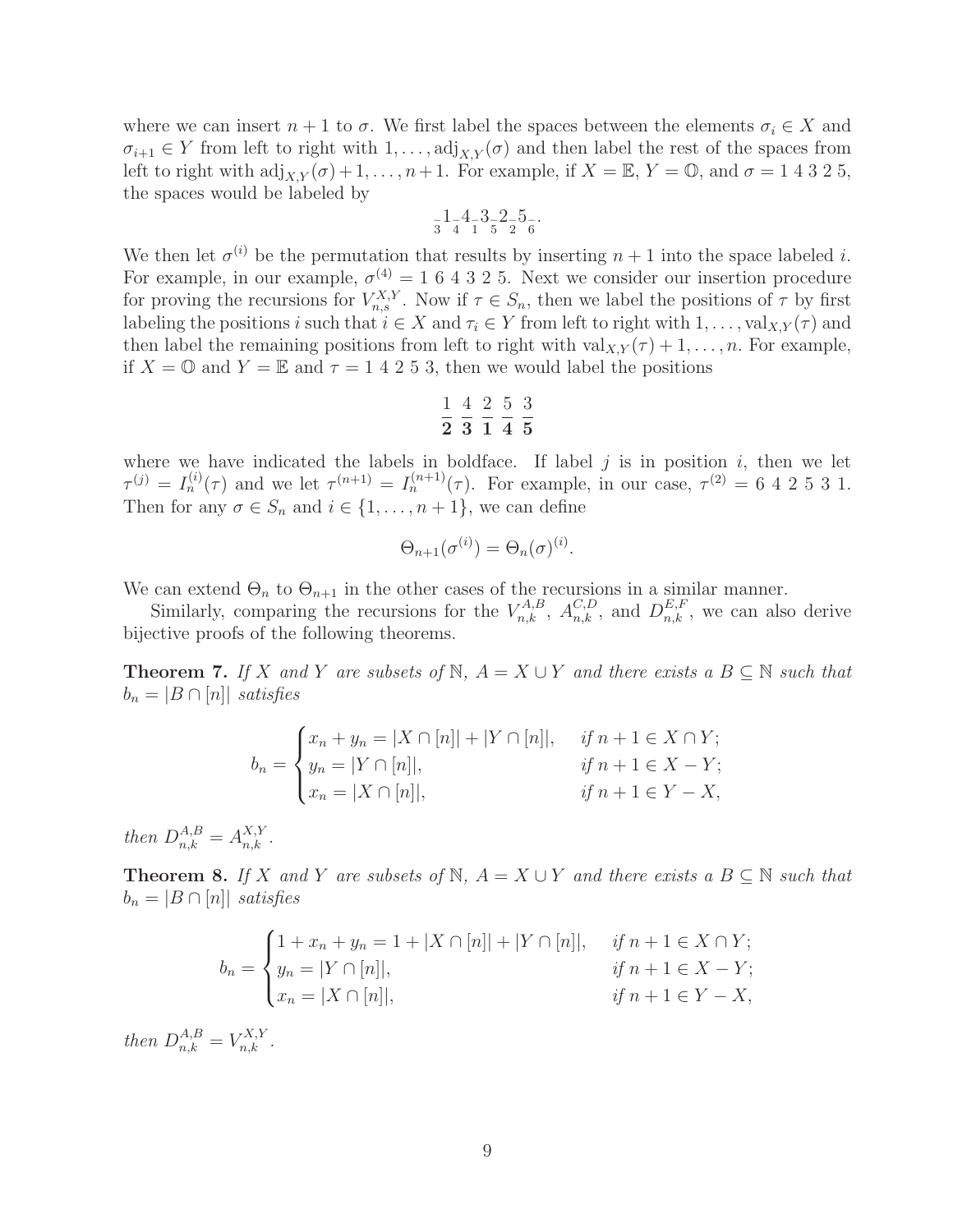where we can insert $n+1$ to $\sigma$. We first label the spaces between the elements $\sigma_i \in X$ and $\sigma_{i+1} \in Y$ from left to right with $1, \ldots, \mathrm{adj}_{X,Y}(\sigma)$ and then label the rest of the spaces from left to right with $\mathrm{adj}_{X,Y}(\sigma)+1, \ldots, n+1$. For example, if $X = \mathbb{E}$, $Y = \mathbb{O}$, and $\sigma = 1\ 4\ 3\ 2\ 5$, the spaces would be labeled by

$$_{3}1_{4}4_{1}3_{5}2_{2}5_{6}.$$

We then let $\sigma^{(i)}$ be the permutation that results by inserting $n+1$ into the space labeled $i$. For example, in our example, $\sigma^{(4)} = 1\ 6\ 4\ 3\ 2\ 5$. Next we consider our insertion procedure for proving the recursions for $V_{n,s}^{X,Y}$. Now if $\tau \in S_n$, then we label the positions of $\tau$ by first labeling the positions $i$ such that $i \in X$ and $\tau_i \in Y$ from left to right with $1, \ldots, \mathrm{val}_{X,Y}(\tau)$ and then label the remaining positions from left to right with $\mathrm{val}_{X,Y}(\tau)+1, \ldots, n$. For example, if $X = \mathbb{O}$ and $Y = \mathbb{E}$ and $\tau = 1\ 4\ 2\ 5\ 3$, then we would label the positions

$$\frac{1}{\mathbf{2}}\ \frac{4}{\mathbf{3}}\ \frac{2}{\mathbf{1}}\ \frac{5}{\mathbf{4}}\ \frac{3}{\mathbf{5}}$$

where we have indicated the labels in boldface. If label $j$ is in position $i$, then we let $\tau^{(j)} = I_n^{(i)}(\tau)$ and we let $\tau^{(n+1)} = I_n^{(n+1)}(\tau)$. For example, in our case, $\tau^{(2)} = 6\ 4\ 2\ 5\ 3\ 1$. Then for any $\sigma \in S_n$ and $i \in \{1, \ldots, n+1\}$, we can define

$$\Theta_{n+1}(\sigma^{(i)}) = \Theta_n(\sigma)^{(i)}.$$

We can extend $\Theta_n$ to $\Theta_{n+1}$ in the other cases of the recursions in a similar manner.

Similarly, comparing the recursions for the $V_{n,k}^{A,B}$, $A_{n,k}^{C,D}$, and $D_{n,k}^{E,F}$, we can also derive bijective proofs of the following theorems.

**Theorem 7.** *If $X$ and $Y$ are subsets of $\mathbb{N}$, $A = X \cup Y$ and there exists a $B \subseteq \mathbb{N}$ such that $b_n = |B \cap [n]|$ satisfies*

$$b_n = \begin{cases} x_n + y_n = |X \cap [n]| + |Y \cap [n]|, & \text{if } n+1 \in X \cap Y; \\ y_n = |Y \cap [n]|, & \text{if } n+1 \in X - Y; \\ x_n = |X \cap [n]|, & \text{if } n+1 \in Y - X, \end{cases}$$

*then $D_{n,k}^{A,B} = A_{n,k}^{X,Y}$.*

**Theorem 8.** *If $X$ and $Y$ are subsets of $\mathbb{N}$, $A = X \cup Y$ and there exists a $B \subseteq \mathbb{N}$ such that $b_n = |B \cap [n]|$ satisfies*

$$b_n = \begin{cases} 1 + x_n + y_n = 1 + |X \cap [n]| + |Y \cap [n]|, & \text{if } n+1 \in X \cap Y; \\ y_n = |Y \cap [n]|, & \text{if } n+1 \in X - Y; \\ x_n = |X \cap [n]|, & \text{if } n+1 \in Y - X, \end{cases}$$

*then $D_{n,k}^{A,B} = V_{n,k}^{X,Y}$.*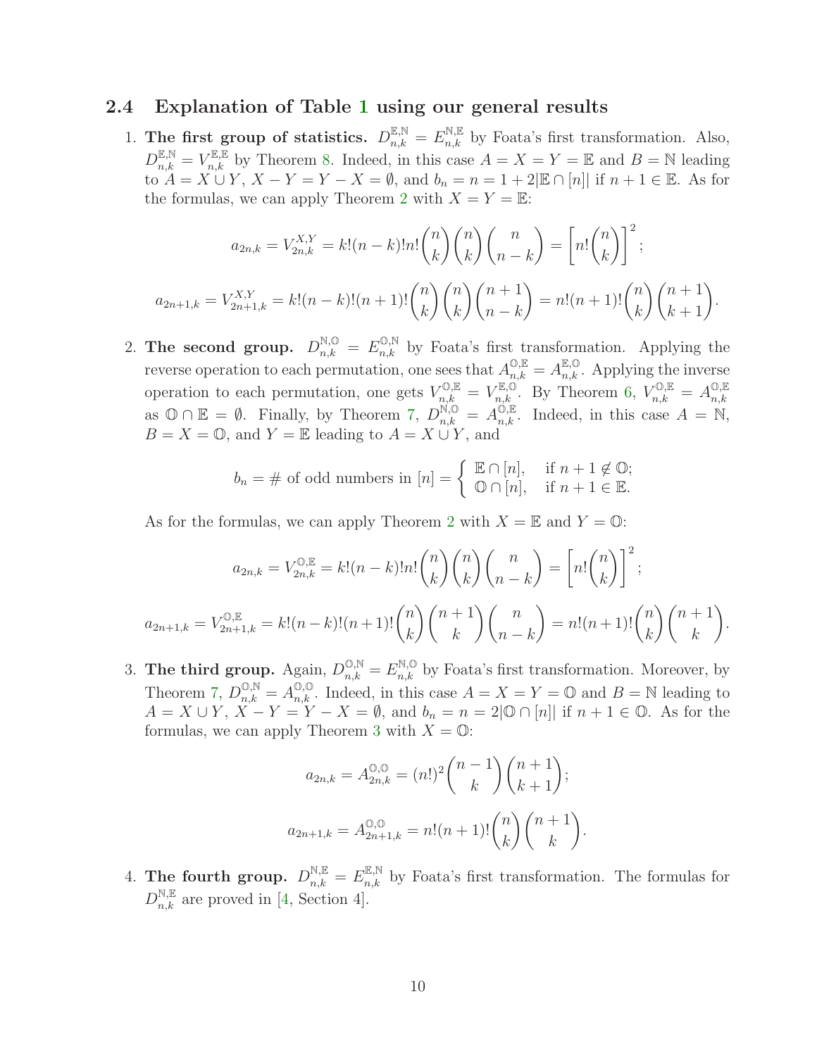### 2.4 Explanation of Table 1 using our general results

1. **The first group of statistics.** $D_{n,k}^{\mathbb{E},\mathbb{N}} = E_{n,k}^{\mathbb{N},\mathbb{E}}$ by Foata's first transformation. Also, $D_{n,k}^{\mathbb{E},\mathbb{N}} = V_{n,k}^{\mathbb{E},\mathbb{E}}$ by Theorem 8. Indeed, in this case $A = X = Y = \mathbb{E}$ and $B = \mathbb{N}$ leading to $A = X \cup Y$, $X - Y = Y - X = \emptyset$, and $b_n = n = 1 + 2|\mathbb{E} \cap [n]|$ if $n+1 \in \mathbb{E}$. As for the formulas, we can apply Theorem 2 with $X = Y = \mathbb{E}$:

$$a_{2n,k} = V_{2n,k}^{X,Y} = k!(n-k)!n!\binom{n}{k}\binom{n}{k}\binom{n}{n-k} = \left[n!\binom{n}{k}\right]^2;$$

$$a_{2n+1,k} = V_{2n+1,k}^{X,Y} = k!(n-k)!(n+1)!\binom{n}{k}\binom{n}{k}\binom{n+1}{n-k} = n!(n+1)!\binom{n}{k}\binom{n+1}{k+1}.$$

2. **The second group.** $D_{n,k}^{\mathbb{N},\mathbb{O}} = E_{n,k}^{\mathbb{O},\mathbb{N}}$ by Foata's first transformation. Applying the reverse operation to each permutation, one sees that $A_{n,k}^{\mathbb{O},\mathbb{E}} = A_{n,k}^{\mathbb{E},\mathbb{O}}$. Applying the inverse operation to each permutation, one gets $V_{n,k}^{\mathbb{O},\mathbb{E}} = V_{n,k}^{\mathbb{E},\mathbb{O}}$. By Theorem 6, $V_{n,k}^{\mathbb{O},\mathbb{E}} = A_{n,k}^{\mathbb{O},\mathbb{E}}$ as $\mathbb{O} \cap \mathbb{E} = \emptyset$. Finally, by Theorem 7, $D_{n,k}^{\mathbb{N},\mathbb{O}} = A_{n,k}^{\mathbb{O},\mathbb{E}}$. Indeed, in this case $A = \mathbb{N}$, $B = X = \mathbb{O}$, and $Y = \mathbb{E}$ leading to $A = X \cup Y$, and

$$b_n = \#\text{ of odd numbers in } [n] = \begin{cases} \mathbb{E} \cap [n], & \text{if } n+1 \notin \mathbb{O}; \\ \mathbb{O} \cap [n], & \text{if } n+1 \in \mathbb{E}. \end{cases}$$

As for the formulas, we can apply Theorem 2 with $X = \mathbb{E}$ and $Y = \mathbb{O}$:

$$a_{2n,k} = V_{2n,k}^{\mathbb{O},\mathbb{E}} = k!(n-k)!n!\binom{n}{k}\binom{n}{k}\binom{n}{n-k} = \left[n!\binom{n}{k}\right]^2;$$

$$a_{2n+1,k} = V_{2n+1,k}^{\mathbb{O},\mathbb{E}} = k!(n-k)!(n+1)!\binom{n}{k}\binom{n+1}{k}\binom{n}{n-k} = n!(n+1)!\binom{n}{k}\binom{n+1}{k}.$$

3. **The third group.** Again, $D_{n,k}^{\mathbb{O},\mathbb{N}} = E_{n,k}^{\mathbb{N},\mathbb{O}}$ by Foata's first transformation. Moreover, by Theorem 7, $D_{n,k}^{\mathbb{O},\mathbb{N}} = A_{n,k}^{\mathbb{O},\mathbb{O}}$. Indeed, in this case $A = X = Y = \mathbb{O}$ and $B = \mathbb{N}$ leading to $A = X \cup Y$, $X - Y = Y - X = \emptyset$, and $b_n = n = 2|\mathbb{O} \cap [n]|$ if $n+1 \in \mathbb{O}$. As for the formulas, we can apply Theorem 3 with $X = \mathbb{O}$:

$$a_{2n,k} = A_{2n,k}^{\mathbb{O},\mathbb{O}} = (n!)^2\binom{n-1}{k}\binom{n+1}{k+1};$$

$$a_{2n+1,k} = A_{2n+1,k}^{\mathbb{O},\mathbb{O}} = n!(n+1)!\binom{n}{k}\binom{n+1}{k}.$$

4. **The fourth group.** $D_{n,k}^{\mathbb{N},\mathbb{E}} = E_{n,k}^{\mathbb{E},\mathbb{N}}$ by Foata's first transformation. The formulas for $D_{n,k}^{\mathbb{N},\mathbb{E}}$ are proved in [4, Section 4].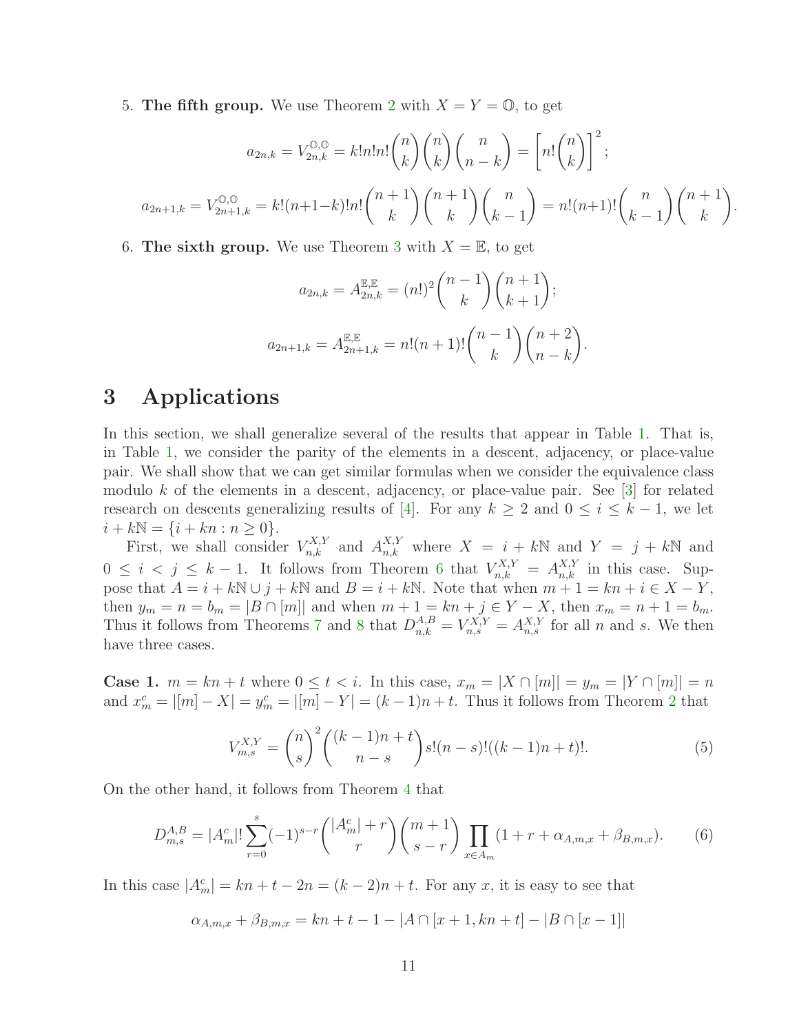5. **The fifth group.** We use Theorem 2 with $X = Y = \mathbb{O}$, to get

$$a_{2n,k} = V_{2n,k}^{\mathbb{O},\mathbb{O}} = k!n!n!\binom{n}{k}\binom{n}{k}\binom{n}{n-k} = \left[n!\binom{n}{k}\right]^2;$$

$$a_{2n+1,k} = V_{2n+1,k}^{\mathbb{O},\mathbb{O}} = k!(n+1-k)!n!\binom{n+1}{k}\binom{n+1}{k}\binom{n}{k-1} = n!(n+1)!\binom{n}{k-1}\binom{n+1}{k}.$$

6. **The sixth group.** We use Theorem 3 with $X = \mathbb{E}$, to get

$$a_{2n,k} = A_{2n,k}^{\mathbb{E},\mathbb{E}} = (n!)^2\binom{n-1}{k}\binom{n+1}{k+1};$$

$$a_{2n+1,k} = A_{2n+1,k}^{\mathbb{E},\mathbb{E}} = n!(n+1)!\binom{n-1}{k}\binom{n+2}{n-k}.$$

# 3 Applications

In this section, we shall generalize several of the results that appear in Table 1. That is, in Table 1, we consider the parity of the elements in a descent, adjacency, or place-value pair. We shall show that we can get similar formulas when we consider the equivalence class modulo $k$ of the elements in a descent, adjacency, or place-value pair. See [3] for related research on descents generalizing results of [4]. For any $k \geq 2$ and $0 \leq i \leq k-1$, we let $i + k\mathbb{N} = \{i + kn : n \geq 0\}$.

First, we shall consider $V_{n,k}^{X,Y}$ and $A_{n,k}^{X,Y}$ where $X = i + k\mathbb{N}$ and $Y = j + k\mathbb{N}$ and $0 \leq i < j \leq k-1$. It follows from Theorem 6 that $V_{n,k}^{X,Y} = A_{n,k}^{X,Y}$ in this case. Suppose that $A = i + k\mathbb{N} \cup j + k\mathbb{N}$ and $B = i + k\mathbb{N}$. Note that when $m + 1 = kn + i \in X - Y$, then $y_m = n = b_m = |B \cap [m]|$ and when $m + 1 = kn + j \in Y - X$, then $x_m = n + 1 = b_m$. Thus it follows from Theorems 7 and 8 that $D_{n,k}^{A,B} = V_{n,s}^{X,Y} = A_{n,s}^{X,Y}$ for all $n$ and $s$. We then have three cases.

**Case 1.** $m = kn + t$ where $0 \leq t < i$. In this case, $x_m = |X \cap [m]| = y_m = |Y \cap [m]| = n$ and $x_m^c = |[m] - X| = y_m^c = |[m] - Y| = (k-1)n + t$. Thus it follows from Theorem 2 that

$$V_{m,s}^{X,Y} = \binom{n}{s}^2\binom{(k-1)n+t}{n-s}s!(n-s)!((k-1)n+t)!. \tag{5}$$

On the other hand, it follows from Theorem 4 that

$$D_{m,s}^{A,B} = |A_m^c|!\sum_{r=0}^{s}(-1)^{s-r}\binom{|A_m^c|+r}{r}\binom{m+1}{s-r}\prod_{x\in A_m}(1 + r + \alpha_{A,m,x} + \beta_{B,m,x}). \tag{6}$$

In this case $|A_m^c| = kn + t - 2n = (k-2)n + t$. For any $x$, it is easy to see that

$$\alpha_{A,m,x} + \beta_{B,m,x} = kn + t - 1 - |A \cap [x+1, kn+t]| - |B \cap [x-1]|$$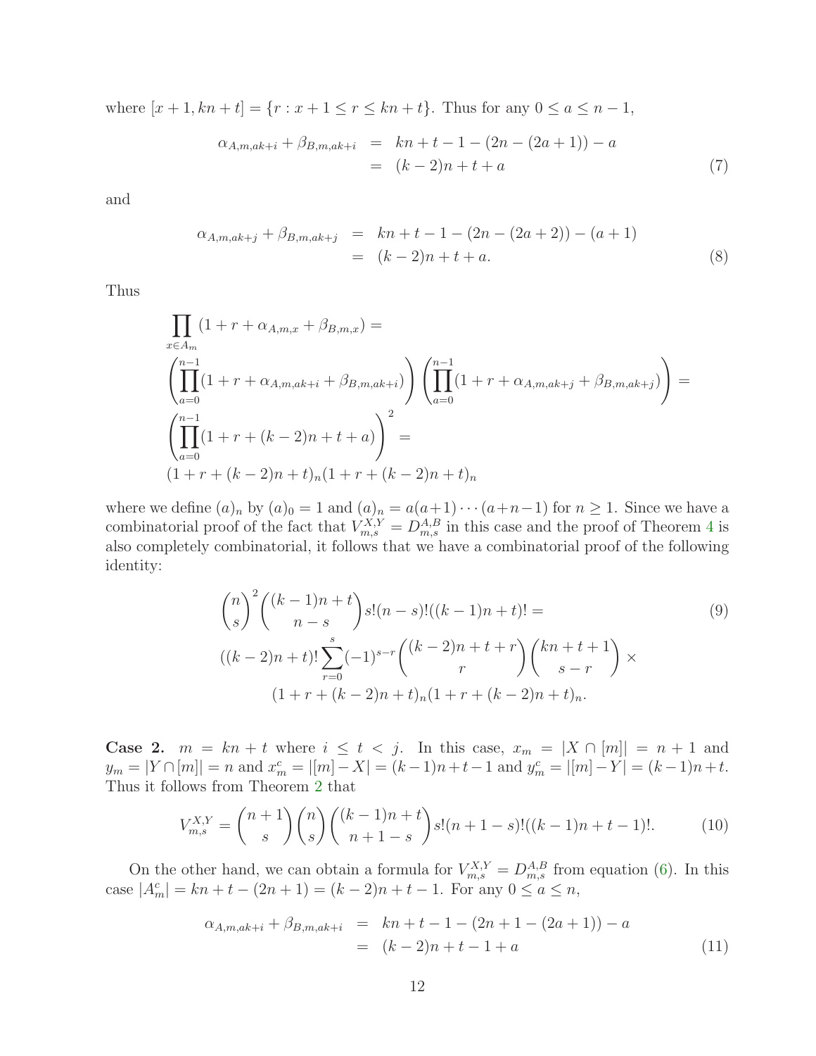where $[x+1, kn+t] = \{r : x+1 \leq r \leq kn+t\}$. Thus for any $0 \leq a \leq n-1$,

$$
\begin{aligned}
\alpha_{A,m,ak+i} + \beta_{B,m,ak+i} &= kn+t-1-(2n-(2a+1))-a \\
&= (k-2)n+t+a 
\end{aligned}
\tag{7}
$$

and

$$
\begin{aligned}
\alpha_{A,m,ak+j} + \beta_{B,m,ak+j} &= kn+t-1-(2n-(2a+2))-(a+1) \\
&= (k-2)n+t+a.
\end{aligned}
\tag{8}
$$

Thus

$$
\begin{aligned}
&\prod_{x \in A_m} (1+r+\alpha_{A,m,x}+\beta_{B,m,x}) = \\
&\left(\prod_{a=0}^{n-1}(1+r+\alpha_{A,m,ak+i}+\beta_{B,m,ak+i})\right)\left(\prod_{a=0}^{n-1}(1+r+\alpha_{A,m,ak+j}+\beta_{B,m,ak+j})\right) = \\
&\left(\prod_{a=0}^{n-1}(1+r+(k-2)n+t+a)\right)^2 = \\
&(1+r+(k-2)n+t)_n(1+r+(k-2)n+t)_n
\end{aligned}
$$

where we define $(a)_n$ by $(a)_0 = 1$ and $(a)_n = a(a+1)\cdots(a+n-1)$ for $n \geq 1$. Since we have a combinatorial proof of the fact that $V_{m,s}^{X,Y} = D_{m,s}^{A,B}$ in this case and the proof of Theorem 4 is also completely combinatorial, it follows that we have a combinatorial proof of the following identity:

$$
\begin{aligned}
&\binom{n}{s}^2 \binom{(k-1)n+t}{n-s} s!(n-s)!((k-1)n+t)! = \\
&((k-2)n+t)! \sum_{r=0}^{s} (-1)^{s-r} \binom{(k-2)n+t+r}{r} \binom{kn+t+1}{s-r} \times \\
&\qquad (1+r+(k-2)n+t)_n(1+r+(k-2)n+t)_n.
\end{aligned}
\tag{9}
$$

**Case 2.** $m = kn+t$ where $i \leq t < j$. In this case, $x_m = |X \cap [m]| = n+1$ and $y_m = |Y \cap [m]| = n$ and $x_m^c = |[m]-X| = (k-1)n+t-1$ and $y_m^c = |[m]-Y| = (k-1)n+t$. Thus it follows from Theorem 2 that

$$
V_{m,s}^{X,Y} = \binom{n+1}{s}\binom{n}{s}\binom{(k-1)n+t}{n+1-s} s!(n+1-s)!((k-1)n+t-1)!. \tag{10}
$$

On the other hand, we can obtain a formula for $V_{m,s}^{X,Y} = D_{m,s}^{A,B}$ from equation (6). In this case $|A_m^c| = kn+t-(2n+1) = (k-2)n+t-1$. For any $0 \leq a \leq n$,

$$
\begin{aligned}
\alpha_{A,m,ak+i} + \beta_{B,m,ak+i} &= kn+t-1-(2n+1-(2a+1))-a \\
&= (k-2)n+t-1+a
\end{aligned}
\tag{11}
$$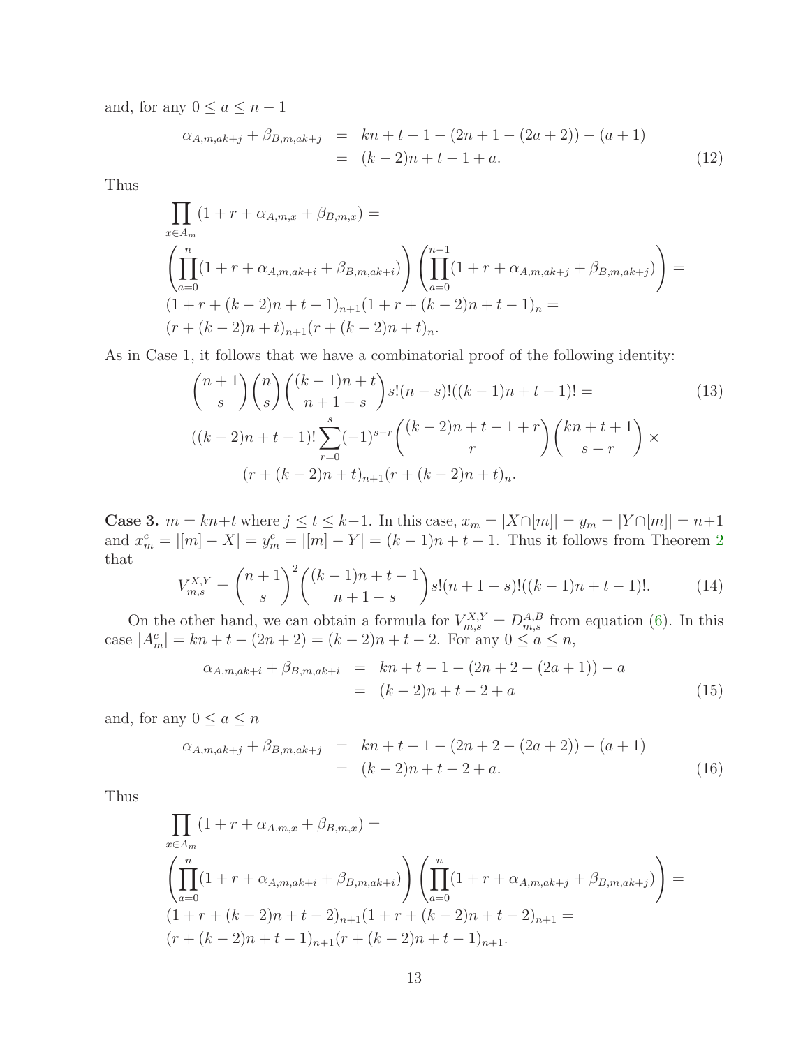and, for any $0 \leq a \leq n-1$

$$
\begin{aligned}
\alpha_{A,m,ak+j} + \beta_{B,m,ak+j} &= kn + t - 1 - (2n + 1 - (2a + 2)) - (a + 1) \\
&= (k-2)n + t - 1 + a. \qquad (12)
\end{aligned}
$$

Thus

$$
\begin{aligned}
&\prod_{x \in A_m} (1 + r + \alpha_{A,m,x} + \beta_{B,m,x}) = \\
&\left(\prod_{a=0}^{n}(1 + r + \alpha_{A,m,ak+i} + \beta_{B,m,ak+i})\right)\left(\prod_{a=0}^{n-1}(1 + r + \alpha_{A,m,ak+j} + \beta_{B,m,ak+j})\right) = \\
&(1 + r + (k-2)n + t - 1)_{n+1}(1 + r + (k-2)n + t - 1)_{n} = \\
&(r + (k-2)n + t)_{n+1}(r + (k-2)n + t)_{n}.
\end{aligned}
$$

As in Case 1, it follows that we have a combinatorial proof of the following identity:

$$
\begin{aligned}
&\binom{n+1}{s}\binom{n}{s}\binom{(k-1)n+t}{n+1-s} s!(n-s)!((k-1)n+t-1)! = \qquad (13) \\
&((k-2)n+t-1)! \sum_{r=0}^{s} (-1)^{s-r} \binom{(k-2)n+t-1+r}{r}\binom{kn+t+1}{s-r} \times \\
&\qquad (r + (k-2)n + t)_{n+1}(r + (k-2)n + t)_{n}.
\end{aligned}
$$

**Case 3.** $m = kn+t$ where $j \leq t \leq k-1$. In this case, $x_m = |X \cap [m]| = y_m = |Y \cap [m]| = n+1$ and $x_m^c = |[m] - X| = y_m^c = |[m] - Y| = (k-1)n + t - 1$. Thus it follows from Theorem 2 that

$$
V_{m,s}^{X,Y} = \binom{n+1}{s}^2 \binom{(k-1)n+t-1}{n+1-s} s!(n+1-s)!((k-1)n+t-1)!. \qquad (14)
$$

On the other hand, we can obtain a formula for $V_{m,s}^{X,Y} = D_{m,s}^{A,B}$ from equation (6). In this case $|A_m^c| = kn + t - (2n+2) = (k-2)n + t - 2$. For any $0 \leq a \leq n$,

$$
\begin{aligned}
\alpha_{A,m,ak+i} + \beta_{B,m,ak+i} &= kn + t - 1 - (2n + 2 - (2a + 1)) - a \\
&= (k-2)n + t - 2 + a \qquad (15)
\end{aligned}
$$

and, for any $0 \leq a \leq n$

$$
\begin{aligned}
\alpha_{A,m,ak+j} + \beta_{B,m,ak+j} &= kn + t - 1 - (2n + 2 - (2a + 2)) - (a + 1) \\
&= (k-2)n + t - 2 + a. \qquad (16)
\end{aligned}
$$

Thus

$$
\begin{aligned}
&\prod_{x \in A_m} (1 + r + \alpha_{A,m,x} + \beta_{B,m,x}) = \\
&\left(\prod_{a=0}^{n}(1 + r + \alpha_{A,m,ak+i} + \beta_{B,m,ak+i})\right)\left(\prod_{a=0}^{n}(1 + r + \alpha_{A,m,ak+j} + \beta_{B,m,ak+j})\right) = \\
&(1 + r + (k-2)n + t - 2)_{n+1}(1 + r + (k-2)n + t - 2)_{n+1} = \\
&(r + (k-2)n + t - 1)_{n+1}(r + (k-2)n + t - 1)_{n+1}.
\end{aligned}
$$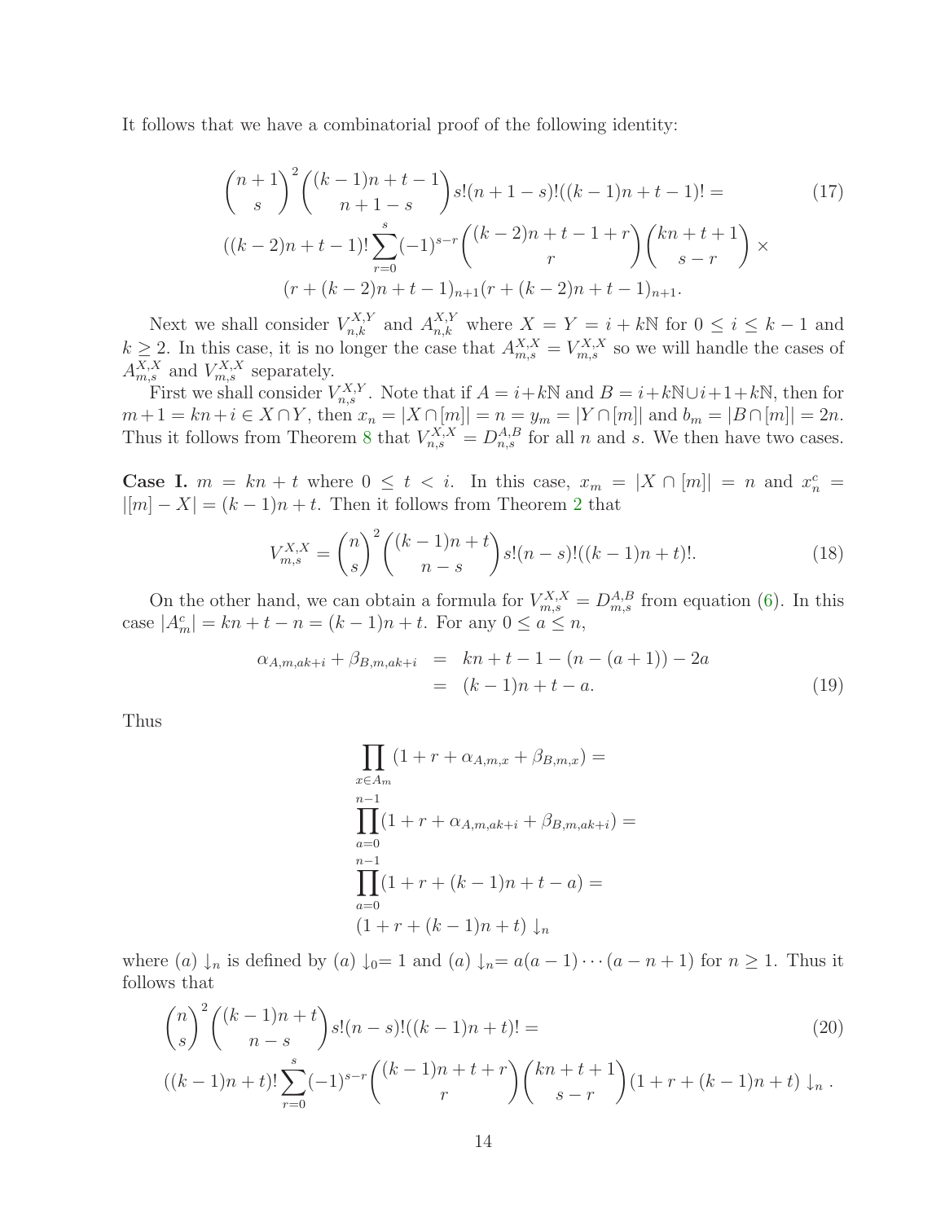It follows that we have a combinatorial proof of the following identity:

$$
\begin{aligned}
&\binom{n+1}{s}^2 \binom{(k-1)n+t-1}{n+1-s} s!(n+1-s)!((k-1)n+t-1)! = \\
&((k-2)n+t-1)! \sum_{r=0}^{s} (-1)^{s-r} \binom{(k-2)n+t-1+r}{r} \binom{kn+t+1}{s-r} \times \\
&\qquad (r+(k-2)n+t-1)_{n+1}(r+(k-2)n+t-1)_{n+1}.
\end{aligned} \tag{17}
$$

Next we shall consider $V_{n,k}^{X,Y}$ and $A_{n,k}^{X,Y}$ where $X = Y = i + k\mathbb{N}$ for $0 \leq i \leq k-1$ and $k \geq 2$. In this case, it is no longer the case that $A_{m,s}^{X,X} = V_{m,s}^{X,X}$ so we will handle the cases of $A_{m,s}^{X,X}$ and $V_{m,s}^{X,X}$ separately.

First we shall consider $V_{n,s}^{X,Y}$. Note that if $A = i+k\mathbb{N}$ and $B = i+k\mathbb{N} \cup i+1+k\mathbb{N}$, then for $m+1 = kn+i \in X \cap Y$, then $x_n = |X \cap [m]| = n = y_m = |Y \cap [m]|$ and $b_m = |B \cap [m]| = 2n$. Thus it follows from Theorem 8 that $V_{n,s}^{X,X} = D_{n,s}^{A,B}$ for all $n$ and $s$. We then have two cases.

**Case I.** $m = kn+t$ where $0 \leq t < i$. In this case, $x_m = |X \cap [m]| = n$ and $x_n^c = |[m] - X| = (k-1)n+t$. Then it follows from Theorem 2 that

$$
V_{m,s}^{X,X} = \binom{n}{s}^2 \binom{(k-1)n+t}{n-s} s!(n-s)!((k-1)n+t)!. \tag{18}
$$

On the other hand, we can obtain a formula for $V_{m,s}^{X,X} = D_{m,s}^{A,B}$ from equation (6). In this case $|A_m^c| = kn+t-n = (k-1)n+t$. For any $0 \leq a \leq n$,

$$
\begin{aligned}
\alpha_{A,m,ak+i} + \beta_{B,m,ak+i} &= kn+t-1-(n-(a+1))-2a \\
&= (k-1)n+t-a.
\end{aligned} \tag{19}
$$

Thus

$$
\begin{aligned}
&\prod_{x \in A_m} (1+r+\alpha_{A,m,x}+\beta_{B,m,x}) = \\
&\prod_{a=0}^{n-1} (1+r+\alpha_{A,m,ak+i}+\beta_{B,m,ak+i}) = \\
&\prod_{a=0}^{n-1} (1+r+(k-1)n+t-a) = \\
&(1+r+(k-1)n+t)\downarrow_n
\end{aligned}
$$

where $(a)\downarrow_n$ is defined by $(a)\downarrow_0 = 1$ and $(a)\downarrow_n = a(a-1)\cdots(a-n+1)$ for $n \geq 1$. Thus it follows that

$$
\begin{aligned}
&\binom{n}{s}^2 \binom{(k-1)n+t}{n-s} s!(n-s)!((k-1)n+t)! = \\
&((k-1)n+t)! \sum_{r=0}^{s} (-1)^{s-r} \binom{(k-1)n+t+r}{r} \binom{kn+t+1}{s-r} (1+r+(k-1)n+t)\downarrow_n.
\end{aligned} \tag{20}
$$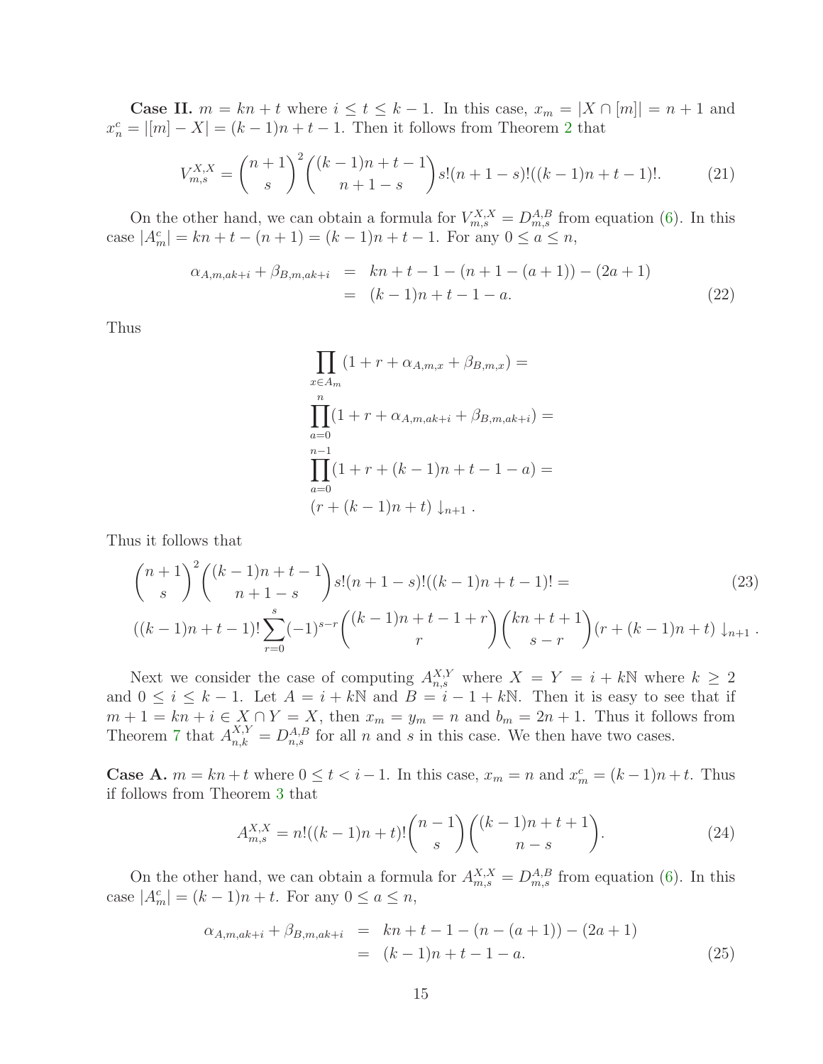**Case II.** $m = kn + t$ where $i \leq t \leq k-1$. In this case, $x_m = |X \cap [m]| = n+1$ and $x_n^c = |[m] - X| = (k-1)n + t - 1$. Then it follows from Theorem 2 that

$$V_{m,s}^{X,X} = \binom{n+1}{s}^2 \binom{(k-1)n+t-1}{n+1-s} s!(n+1-s)!((k-1)n+t-1)!. \tag{21}$$

On the other hand, we can obtain a formula for $V_{m,s}^{X,X} = D_{m,s}^{A,B}$ from equation (6). In this case $|A_m^c| = kn + t - (n+1) = (k-1)n + t - 1$. For any $0 \leq a \leq n$,

$$\begin{aligned} \alpha_{A,m,ak+i} + \beta_{B,m,ak+i} &= kn + t - 1 - (n + 1 - (a+1)) - (2a+1) \\ &= (k-1)n + t - 1 - a. \end{aligned} \tag{22}$$

Thus

$$\begin{aligned} &\prod_{x \in A_m} (1 + r + \alpha_{A,m,x} + \beta_{B,m,x}) = \\ &\prod_{a=0}^{n} (1 + r + \alpha_{A,m,ak+i} + \beta_{B,m,ak+i}) = \\ &\prod_{a=0}^{n-1} (1 + r + (k-1)n + t - 1 - a) = \\ &(r + (k-1)n + t) \downarrow_{n+1}. \end{aligned}$$

Thus it follows that

$$\begin{aligned} &\binom{n+1}{s}^2 \binom{(k-1)n+t-1}{n+1-s} s!(n+1-s)!((k-1)n+t-1)! = \\ &((k-1)n+t-1)! \sum_{r=0}^{s} (-1)^{s-r} \binom{(k-1)n+t-1+r}{r} \binom{kn+t+1}{s-r} (r + (k-1)n + t) \downarrow_{n+1}. \end{aligned} \tag{23}$$

Next we consider the case of computing $A_{n,s}^{X,Y}$ where $X = Y = i + k\mathbb{N}$ where $k \geq 2$ and $0 \leq i \leq k-1$. Let $A = i + k\mathbb{N}$ and $B = i - 1 + k\mathbb{N}$. Then it is easy to see that if $m + 1 = kn + i \in X \cap Y = X$, then $x_m = y_m = n$ and $b_m = 2n+1$. Thus it follows from Theorem 7 that $A_{n,k}^{X,Y} = D_{n,s}^{A,B}$ for all $n$ and $s$ in this case. We then have two cases.

**Case A.** $m = kn + t$ where $0 \leq t < i - 1$. In this case, $x_m = n$ and $x_m^c = (k-1)n + t$. Thus if follows from Theorem 3 that

$$A_{m,s}^{X,X} = n!((k-1)n+t)! \binom{n-1}{s} \binom{(k-1)n+t+1}{n-s}. \tag{24}$$

On the other hand, we can obtain a formula for $A_{m,s}^{X,X} = D_{m,s}^{A,B}$ from equation (6). In this case $|A_m^c| = (k-1)n + t$. For any $0 \leq a \leq n$,

$$\begin{aligned} \alpha_{A,m,ak+i} + \beta_{B,m,ak+i} &= kn + t - 1 - (n - (a+1)) - (2a+1) \\ &= (k-1)n + t - 1 - a. \end{aligned} \tag{25}$$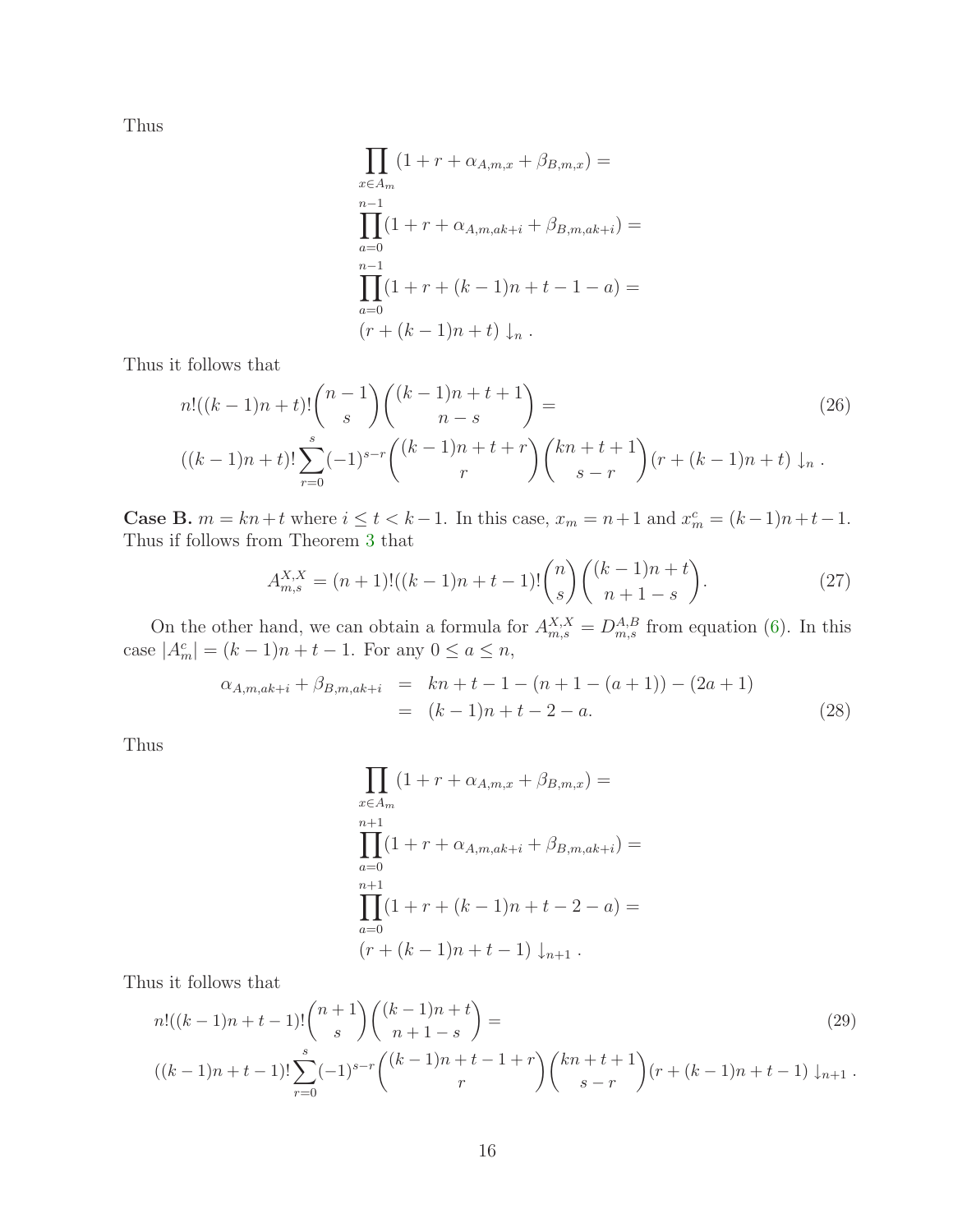Thus

$$
\begin{aligned}
&\prod_{x \in A_m} (1 + r + \alpha_{A,m,x} + \beta_{B,m,x}) = \\
&\prod_{a=0}^{n-1} (1 + r + \alpha_{A,m,ak+i} + \beta_{B,m,ak+i}) = \\
&\prod_{a=0}^{n-1} (1 + r + (k-1)n + t - 1 - a) = \\
&(r + (k-1)n + t) \downarrow_n .
\end{aligned}
$$

Thus it follows that

$$
\begin{aligned}
&n!((k-1)n+t)!\binom{n-1}{s}\binom{(k-1)n+t+1}{n-s} = \\
&((k-1)n+t)!\sum_{r=0}^{s}(-1)^{s-r}\binom{(k-1)n+t+r}{r}\binom{kn+t+1}{s-r}(r+(k-1)n+t)\downarrow_n .
\end{aligned}
\tag{26}
$$

**Case B.** $m = kn+t$ where $i \leq t < k-1$. In this case, $x_m = n+1$ and $x_m^c = (k-1)n+t-1$. Thus if follows from Theorem 3 that

$$
A_{m,s}^{X,X} = (n+1)!((k-1)n+t-1)!\binom{n}{s}\binom{(k-1)n+t}{n+1-s}. \tag{27}
$$

On the other hand, we can obtain a formula for $A_{m,s}^{X,X} = D_{m,s}^{A,B}$ from equation (6). In this case $|A_m^c| = (k-1)n+t-1$. For any $0 \leq a \leq n$,

$$
\begin{aligned}
\alpha_{A,m,ak+i} + \beta_{B,m,ak+i} &= kn + t - 1 - (n + 1 - (a+1)) - (2a+1) \\
&= (k-1)n + t - 2 - a.
\end{aligned}
\tag{28}
$$

Thus

$$
\begin{aligned}
&\prod_{x \in A_m} (1 + r + \alpha_{A,m,x} + \beta_{B,m,x}) = \\
&\prod_{a=0}^{n+1} (1 + r + \alpha_{A,m,ak+i} + \beta_{B,m,ak+i}) = \\
&\prod_{a=0}^{n+1} (1 + r + (k-1)n + t - 2 - a) = \\
&(r + (k-1)n + t - 1) \downarrow_{n+1} .
\end{aligned}
$$

Thus it follows that

$$
\begin{aligned}
&n!((k-1)n+t-1)!\binom{n+1}{s}\binom{(k-1)n+t}{n+1-s} = \\
&((k-1)n+t-1)!\sum_{r=0}^{s}(-1)^{s-r}\binom{(k-1)n+t-1+r}{r}\binom{kn+t+1}{s-r}(r+(k-1)n+t-1)\downarrow_{n+1} .
\end{aligned}
\tag{29}
$$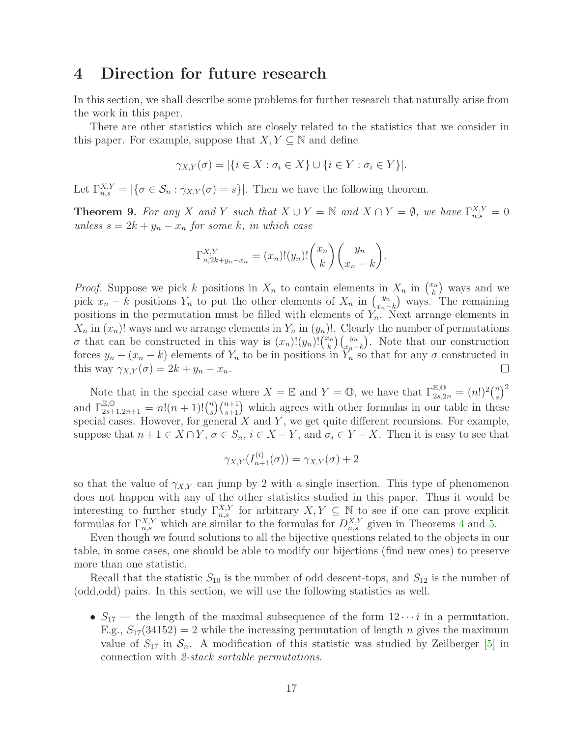## 4 Direction for future research

In this section, we shall describe some problems for further research that naturally arise from the work in this paper.

There are other statistics which are closely related to the statistics that we consider in this paper. For example, suppose that $X, Y \subseteq \mathbb{N}$ and define

$$\gamma_{X,Y}(\sigma) = |\{i \in X : \sigma_i \in X\} \cup \{i \in Y : \sigma_i \in Y\}|.$$

Let $\Gamma_{n,s}^{X,Y} = |\{\sigma \in \mathcal{S}_n : \gamma_{X,Y}(\sigma) = s\}|$. Then we have the following theorem.

**Theorem 9.** *For any $X$ and $Y$ such that $X \cup Y = \mathbb{N}$ and $X \cap Y = \emptyset$, we have $\Gamma_{n,s}^{X,Y} = 0$ unless $s = 2k + y_n - x_n$ for some $k$, in which case*

$$\Gamma_{n,2k+y_n-x_n}^{X,Y} = (x_n)!(y_n)!\binom{x_n}{k}\binom{y_n}{x_n - k}.$$

*Proof.* Suppose we pick $k$ positions in $X_n$ to contain elements in $X_n$ in $\binom{x_n}{k}$ ways and we pick $x_n - k$ positions $Y_n$ to put the other elements of $X_n$ in $\binom{y_n}{x_n-k}$ ways. The remaining positions in the permutation must be filled with elements of $Y_n$. Next arrange elements in $X_n$ in $(x_n)!$ ways and we arrange elements in $Y_n$ in $(y_n)!$. Clearly the number of permutations $\sigma$ that can be constructed in this way is $(x_n)!(y_n)!\binom{x_n}{k}\binom{y_n}{x_n-k}$. Note that our construction forces $y_n - (x_n - k)$ elements of $Y_n$ to be in positions in $Y_n$ so that for any $\sigma$ constructed in this way $\gamma_{X,Y}(\sigma) = 2k + y_n - x_n$. □

Note that in the special case where $X = \mathbb{E}$ and $Y = \mathbb{O}$, we have that $\Gamma_{2s,2n}^{\mathbb{E},\mathbb{O}} = (n!)^2\binom{n}{s}^2$ and $\Gamma_{2s+1,2n+1}^{\mathbb{E},\mathbb{O}} = n!(n+1)!\binom{n}{s}\binom{n+1}{s+1}$ which agrees with other formulas in our table in these special cases. However, for general $X$ and $Y$, we get quite different recursions. For example, suppose that $n+1 \in X \cap Y$, $\sigma \in S_n$, $i \in X - Y$, and $\sigma_i \in Y - X$. Then it is easy to see that

$$\gamma_{X,Y}(I_{n+1}^{(i)}(\sigma)) = \gamma_{X,Y}(\sigma) + 2$$

so that the value of $\gamma_{X,Y}$ can jump by 2 with a single insertion. This type of phenomenon does not happen with any of the other statistics studied in this paper. Thus it would be interesting to further study $\Gamma_{n,s}^{X,Y}$ for arbitrary $X, Y \subseteq \mathbb{N}$ to see if one can prove explicit formulas for $\Gamma_{n,s}^{X,Y}$ which are similar to the formulas for $D_{n,s}^{X,Y}$ given in Theorems 4 and 5.

Even though we found solutions to all the bijective questions related to the objects in our table, in some cases, one should be able to modify our bijections (find new ones) to preserve more than one statistic.

Recall that the statistic $S_{10}$ is the number of odd descent-tops, and $S_{12}$ is the number of (odd,odd) pairs. In this section, we will use the following statistics as well.

- $S_{17}$ — the length of the maximal subsequence of the form $12\cdots i$ in a permutation. E.g., $S_{17}(34152) = 2$ while the increasing permutation of length $n$ gives the maximum value of $S_{17}$ in $\mathcal{S}_n$. A modification of this statistic was studied by Zeilberger [5] in connection with *2-stack sortable permutations*.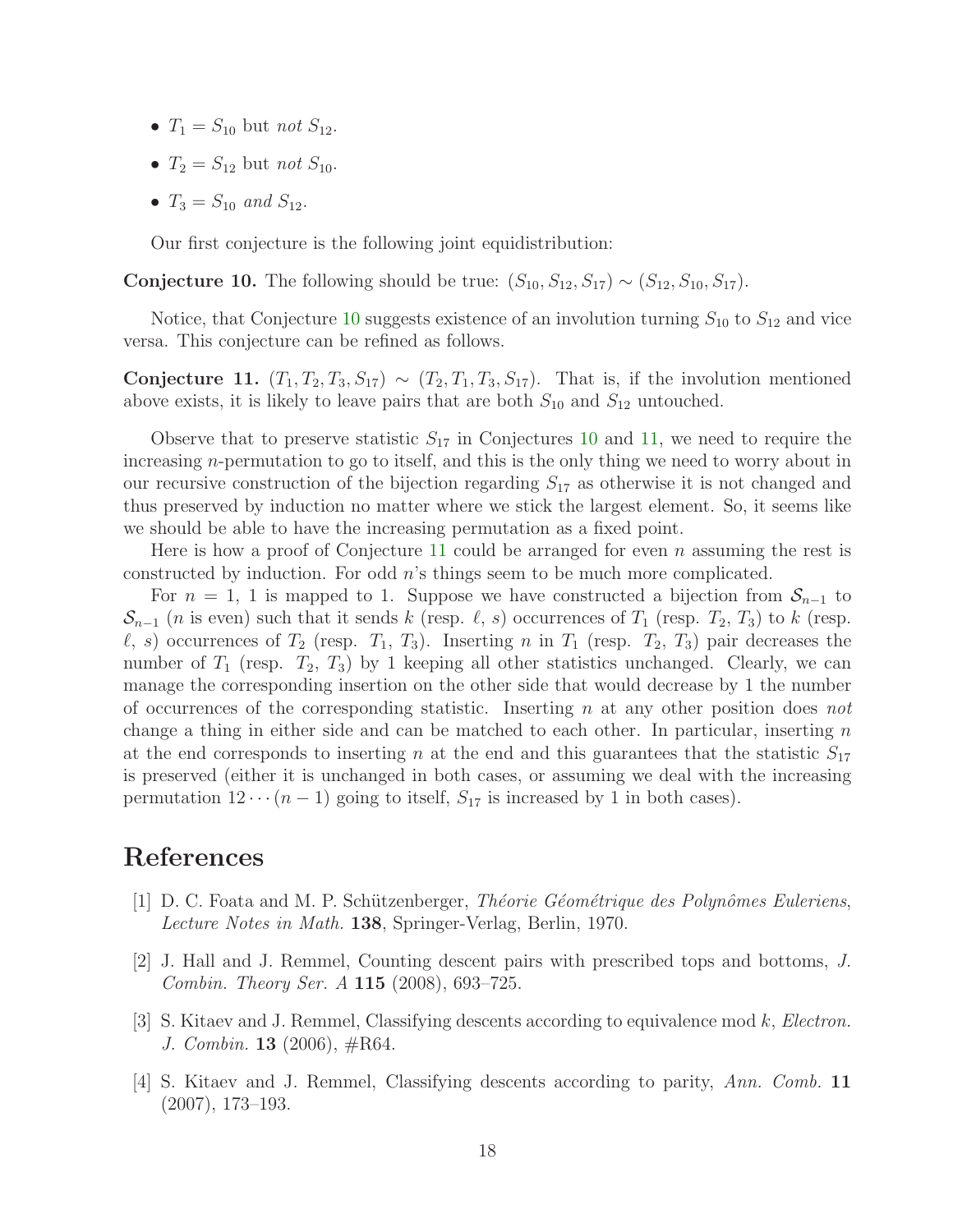- $T_1 = S_{10}$ but *not* $S_{12}$.
- $T_2 = S_{12}$ but *not* $S_{10}$.
- $T_3 = S_{10}$ *and* $S_{12}$.

Our first conjecture is the following joint equidistribution:

**Conjecture 10.** The following should be true: $(S_{10}, S_{12}, S_{17}) \sim (S_{12}, S_{10}, S_{17})$.

Notice, that Conjecture 10 suggests existence of an involution turning $S_{10}$ to $S_{12}$ and vice versa. This conjecture can be refined as follows.

**Conjecture 11.** $(T_1, T_2, T_3, S_{17}) \sim (T_2, T_1, T_3, S_{17})$. That is, if the involution mentioned above exists, it is likely to leave pairs that are both $S_{10}$ and $S_{12}$ untouched.

Observe that to preserve statistic $S_{17}$ in Conjectures 10 and 11, we need to require the increasing $n$-permutation to go to itself, and this is the only thing we need to worry about in our recursive construction of the bijection regarding $S_{17}$ as otherwise it is not changed and thus preserved by induction no matter where we stick the largest element. So, it seems like we should be able to have the increasing permutation as a fixed point.

Here is how a proof of Conjecture 11 could be arranged for even $n$ assuming the rest is constructed by induction. For odd $n$'s things seem to be much more complicated.

For $n = 1$, 1 is mapped to 1. Suppose we have constructed a bijection from $\mathcal{S}_{n-1}$ to $\mathcal{S}_{n-1}$ ($n$ is even) such that it sends $k$ (resp. $\ell$, $s$) occurrences of $T_1$ (resp. $T_2$, $T_3$) to $k$ (resp. $\ell$, $s$) occurrences of $T_2$ (resp. $T_1$, $T_3$). Inserting $n$ in $T_1$ (resp. $T_2$, $T_3$) pair decreases the number of $T_1$ (resp. $T_2$, $T_3$) by 1 keeping all other statistics unchanged. Clearly, we can manage the corresponding insertion on the other side that would decrease by 1 the number of occurrences of the corresponding statistic. Inserting $n$ at any other position does *not* change a thing in either side and can be matched to each other. In particular, inserting $n$ at the end corresponds to inserting $n$ at the end and this guarantees that the statistic $S_{17}$ is preserved (either it is unchanged in both cases, or assuming we deal with the increasing permutation $12 \cdots (n-1)$ going to itself, $S_{17}$ is increased by 1 in both cases).

# References

[1] D. C. Foata and M. P. Schützenberger, *Théorie Géométrique des Polynômes Euleriens*, *Lecture Notes in Math.* **138**, Springer-Verlag, Berlin, 1970.

[2] J. Hall and J. Remmel, Counting descent pairs with prescribed tops and bottoms, *J. Combin. Theory Ser. A* **115** (2008), 693–725.

[3] S. Kitaev and J. Remmel, Classifying descents according to equivalence mod $k$, *Electron. J. Combin.* **13** (2006), #R64.

[4] S. Kitaev and J. Remmel, Classifying descents according to parity, *Ann. Comb.* **11** (2007), 173–193.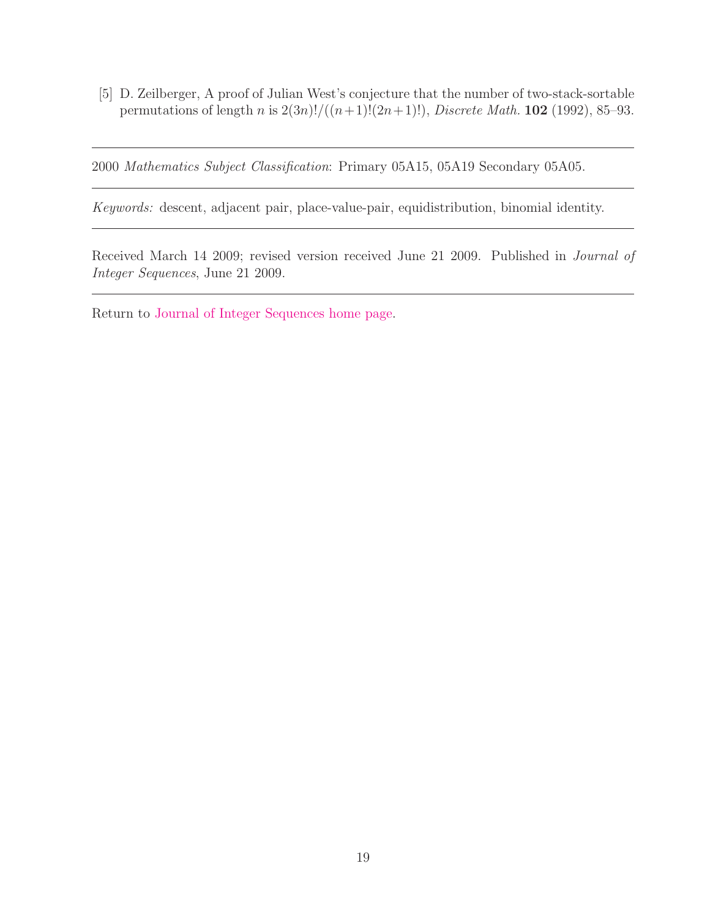[5] D. Zeilberger, A proof of Julian West's conjecture that the number of two-stack-sortable permutations of length $n$ is $2(3n)!/((n+1)!(2n+1)!)$, *Discrete Math.* **102** (1992), 85–93.

---

2000 *Mathematics Subject Classification*: Primary 05A15, 05A19 Secondary 05A05.

---

*Keywords:* descent, adjacent pair, place-value-pair, equidistribution, binomial identity.

---

Received March 14 2009; revised version received June 21 2009. Published in *Journal of Integer Sequences*, June 21 2009.

---

Return to Journal of Integer Sequences home page.